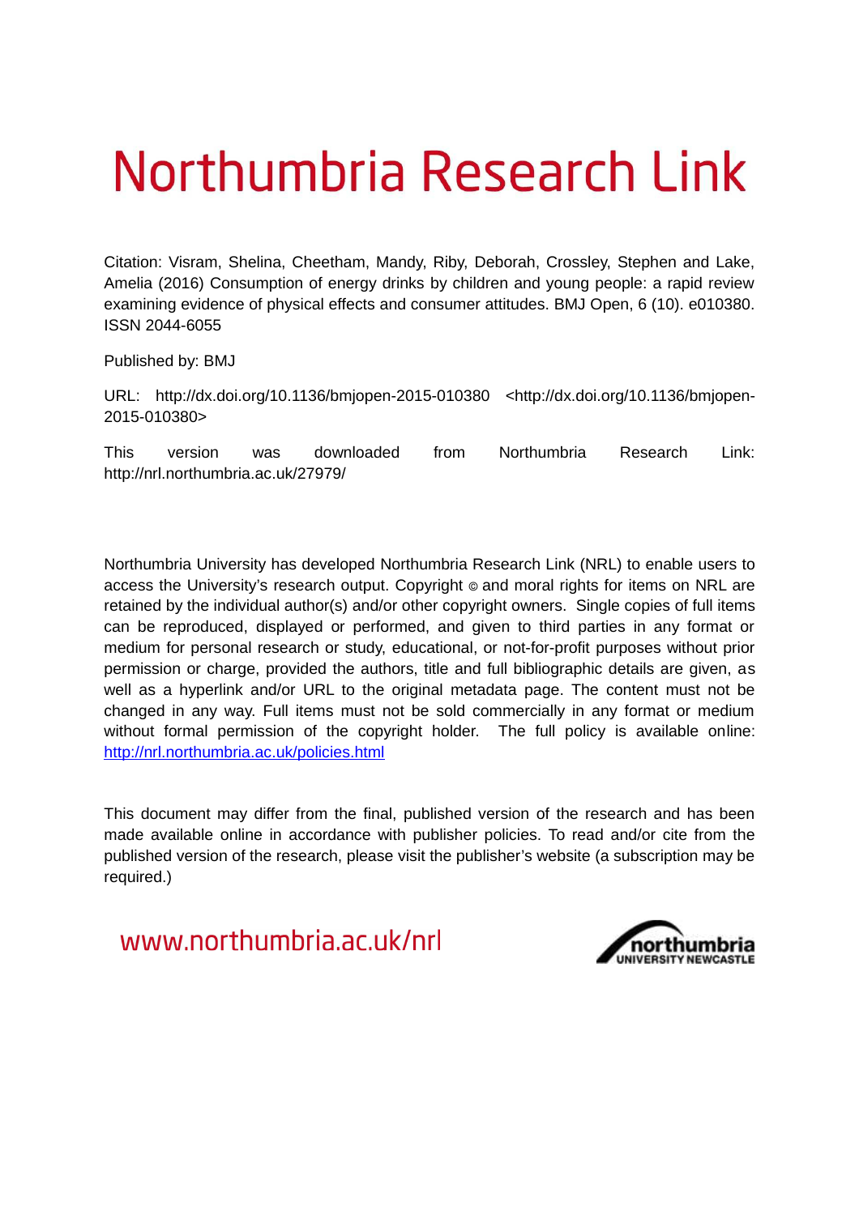# Northumbria Research Link

Citation: Visram, Shelina, Cheetham, Mandy, Riby, Deborah, Crossley, Stephen and Lake, Amelia (2016) Consumption of energy drinks by children and young people: a rapid review examining evidence of physical effects and consumer attitudes. BMJ Open, 6 (10). e010380. ISSN 2044-6055

Published by: BMJ

URL: http://dx.doi.org/10.1136/bmjopen-2015-010380 <http://dx.doi.org/10.1136/bmjopen-2015-010380>

This version was downloaded from Northumbria Research Link: http://nrl.northumbria.ac.uk/27979/

Northumbria University has developed Northumbria Research Link (NRL) to enable users to access the University's research output. Copyright © and moral rights for items on NRL are retained by the individual author(s) and/or other copyright owners. Single copies of full items can be reproduced, displayed or performed, and given to third parties in any format or medium for personal research or study, educational, or not-for-profit purposes without prior permission or charge, provided the authors, title and full bibliographic details are given, as well as a hyperlink and/or URL to the original metadata page. The content must not be changed in any way. Full items must not be sold commercially in any format or medium without formal permission of the copyright holder. The full policy is available online: http://nrl.northumbria.ac.uk/policies.html

This document may differ from the final, published version of the research and has been made available online in accordance with publisher policies. To read and/or cite from the published version of the research, please visit the publisher's website (a subscription may be required.)

www.northumbria.ac.uk/nrl

northumbria UNIVERSITY NEWCASTLE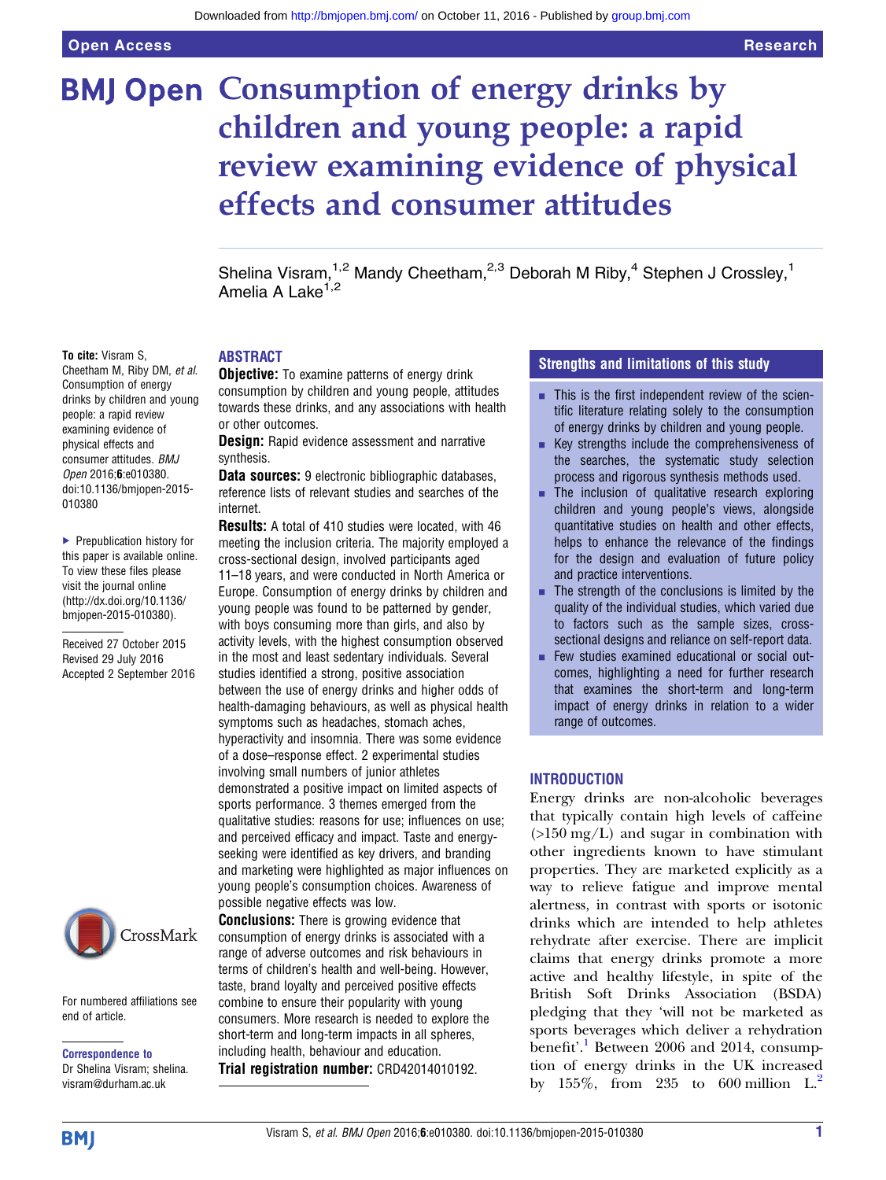# Consumption of energy drinks by children and young people: a rapid review examining evidence of physical effects and consumer attitudes

Shelina Visram,[1,2] Mandy Cheetham,[2,3] Deborah M Riby,[4] Stephen J Crossley,[1] Amelia A Lake[1,2]

**To cite:** Visram S, Cheetham M, Riby DM, *et al.* Consumption of energy drinks by children and young people: a rapid review examining evidence of physical effects and consumer attitudes. *BMJ Open* 2016;**6**:e010380. doi:10.1136/bmjopen-2015-010380

▸ Prepublication history for this paper is available online. To view these files please visit the journal online (http://dx.doi.org/10.1136/bmjopen-2015-010380).

Received 27 October 2015
Revised 29 July 2016
Accepted 2 September 2016

For numbered affiliations see end of article.

**Correspondence to**
Dr Shelina Visram; shelina.visram@durham.ac.uk

## ABSTRACT

**Objective:** To examine patterns of energy drink consumption by children and young people, attitudes towards these drinks, and any associations with health or other outcomes.

**Design:** Rapid evidence assessment and narrative synthesis.

**Data sources:** 9 electronic bibliographic databases, reference lists of relevant studies and searches of the internet.

**Results:** A total of 410 studies were located, with 46 meeting the inclusion criteria. The majority employed a cross-sectional design, involved participants aged 11–18 years, and were conducted in North America or Europe. Consumption of energy drinks by children and young people was found to be patterned by gender, with boys consuming more than girls, and also by activity levels, with the highest consumption observed in the most and least sedentary individuals. Several studies identified a strong, positive association between the use of energy drinks and higher odds of health-damaging behaviours, as well as physical health symptoms such as headaches, stomach aches, hyperactivity and insomnia. There was some evidence of a dose–response effect. 2 experimental studies involving small numbers of junior athletes demonstrated a positive impact on limited aspects of sports performance. 3 themes emerged from the qualitative studies: reasons for use; influences on use; and perceived efficacy and impact. Taste and energy-seeking were identified as key drivers, and branding and marketing were highlighted as major influences on young people's consumption choices. Awareness of possible negative effects was low.

**Conclusions:** There is growing evidence that consumption of energy drinks is associated with a range of adverse outcomes and risk behaviours in terms of children's health and well-being. However, taste, brand loyalty and perceived positive effects combine to ensure their popularity with young consumers. More research is needed to explore the short-term and long-term impacts in all spheres, including health, behaviour and education.

**Trial registration number:** CRD42014010192.

## Strengths and limitations of this study

- This is the first independent review of the scientific literature relating solely to the consumption of energy drinks by children and young people.
- Key strengths include the comprehensiveness of the searches, the systematic study selection process and rigorous synthesis methods used.
- The inclusion of qualitative research exploring children and young people's views, alongside quantitative studies on health and other effects, helps to enhance the relevance of the findings for the design and evaluation of future policy and practice interventions.
- The strength of the conclusions is limited by the quality of the individual studies, which varied due to factors such as the sample sizes, cross-sectional designs and reliance on self-report data.
- Few studies examined educational or social outcomes, highlighting a need for further research that examines the short-term and long-term impact of energy drinks in relation to a wider range of outcomes.

## INTRODUCTION

Energy drinks are non-alcoholic beverages that typically contain high levels of caffeine (>150 mg/L) and sugar in combination with other ingredients known to have stimulant properties. They are marketed explicitly as a way to relieve fatigue and improve mental alertness, in contrast with sports or isotonic drinks which are intended to help athletes rehydrate after exercise. There are implicit claims that energy drinks promote a more active and healthy lifestyle, in spite of the British Soft Drinks Association (BSDA) pledging that they 'will not be marketed as sports beverages which deliver a rehydration benefit'.[1] Between 2006 and 2014, consumption of energy drinks in the UK increased by 155%, from 235 to 600 million L.[2]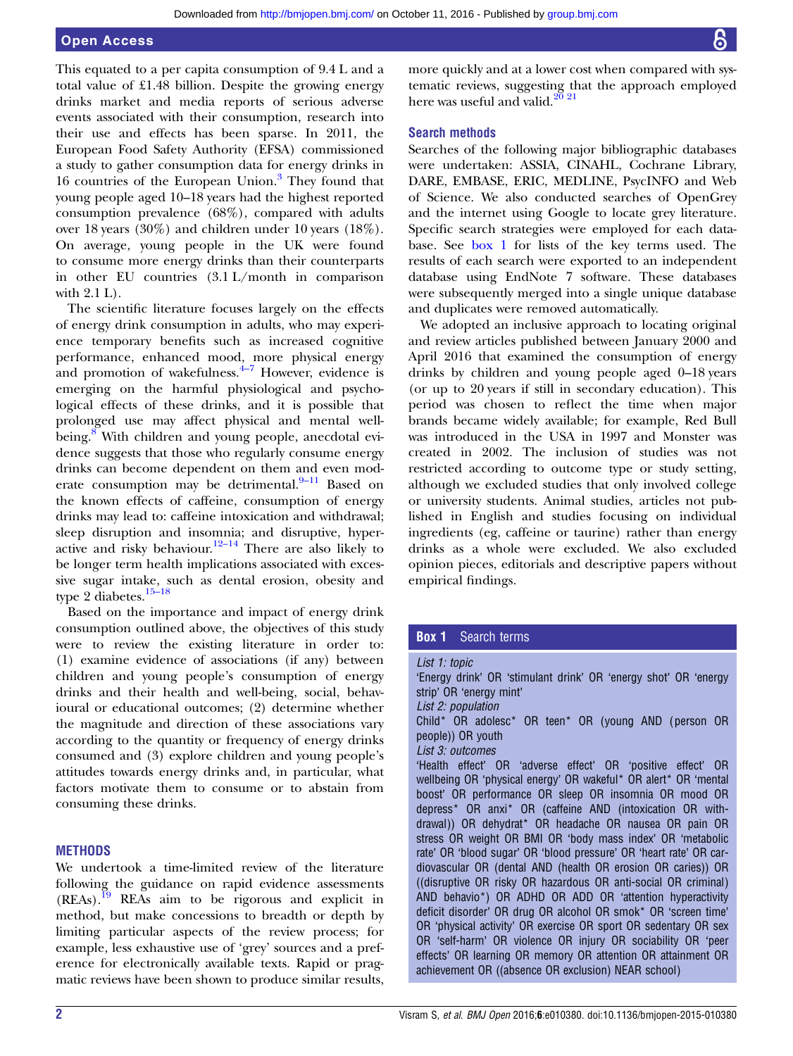This equated to a per capita consumption of 9.4 L and a total value of £1.48 billion. Despite the growing energy drinks market and media reports of serious adverse events associated with their consumption, research into their use and effects has been sparse. In 2011, the European Food Safety Authority (EFSA) commissioned a study to gather consumption data for energy drinks in 16 countries of the European Union.[3] They found that young people aged 10–18 years had the highest reported consumption prevalence (68%), compared with adults over 18 years (30%) and children under 10 years (18%). On average, young people in the UK were found to consume more energy drinks than their counterparts in other EU countries (3.1 L/month in comparison with 2.1 L).

The scientific literature focuses largely on the effects of energy drink consumption in adults, who may experience temporary benefits such as increased cognitive performance, enhanced mood, more physical energy and promotion of wakefulness.[4–7] However, evidence is emerging on the harmful physiological and psychological effects of these drinks, and it is possible that prolonged use may affect physical and mental well-being.[8] With children and young people, anecdotal evidence suggests that those who regularly consume energy drinks can become dependent on them and even moderate consumption may be detrimental.[9–11] Based on the known effects of caffeine, consumption of energy drinks may lead to: caffeine intoxication and withdrawal; sleep disruption and insomnia; and disruptive, hyperactive and risky behaviour.[12–14] There are also likely to be longer term health implications associated with excessive sugar intake, such as dental erosion, obesity and type 2 diabetes.[15–18]

Based on the importance and impact of energy drink consumption outlined above, the objectives of this study were to review the existing literature in order to: (1) examine evidence of associations (if any) between children and young people's consumption of energy drinks and their health and well-being, social, behavioural or educational outcomes; (2) determine whether the magnitude and direction of these associations vary according to the quantity or frequency of energy drinks consumed and (3) explore children and young people's attitudes towards energy drinks and, in particular, what factors motivate them to consume or to abstain from consuming these drinks.

## METHODS

We undertook a time-limited review of the literature following the guidance on rapid evidence assessments (REAs).[19] REAs aim to be rigorous and explicit in method, but make concessions to breadth or depth by limiting particular aspects of the review process; for example, less exhaustive use of 'grey' sources and a preference for electronically available texts. Rapid or pragmatic reviews have been shown to produce similar results, more quickly and at a lower cost when compared with systematic reviews, suggesting that the approach employed here was useful and valid.[20 21]

### Search methods

Searches of the following major bibliographic databases were undertaken: ASSIA, CINAHL, Cochrane Library, DARE, EMBASE, ERIC, MEDLINE, PsycINFO and Web of Science. We also conducted searches of OpenGrey and the internet using Google to locate grey literature. Specific search strategies were employed for each database. See box 1 for lists of the key terms used. The results of each search were exported to an independent database using EndNote 7 software. These databases were subsequently merged into a single unique database and duplicates were removed automatically.

We adopted an inclusive approach to locating original and review articles published between January 2000 and April 2016 that examined the consumption of energy drinks by children and young people aged 0–18 years (or up to 20 years if still in secondary education). This period was chosen to reflect the time when major brands became widely available; for example, Red Bull was introduced in the USA in 1997 and Monster was created in 2002. The inclusion of studies was not restricted according to outcome type or study setting, although we excluded studies that only involved college or university students. Animal studies, articles not published in English and studies focusing on individual ingredients (eg, caffeine or taurine) rather than energy drinks as a whole were excluded. We also excluded opinion pieces, editorials and descriptive papers without empirical findings.

**Box 1 Search terms**

*List 1: topic*
'Energy drink' OR 'stimulant drink' OR 'energy shot' OR 'energy strip' OR 'energy mint'
*List 2: population*
Child* OR adolesc* OR teen* OR (young AND (person OR people)) OR youth
*List 3: outcomes*
'Health effect' OR 'adverse effect' OR 'positive effect' OR wellbeing OR 'physical energy' OR wakeful* OR alert* OR 'mental boost' OR performance OR sleep OR insomnia OR mood OR depress* OR anxi* OR (caffeine AND (intoxication OR withdrawal)) OR dehydrat* OR headache OR nausea OR pain OR stress OR weight OR BMI OR 'body mass index' OR 'metabolic rate' OR 'blood sugar' OR 'blood pressure' OR 'heart rate' OR cardiovascular OR (dental AND (health OR erosion OR caries)) OR ((disruptive OR risky OR hazardous OR anti-social OR criminal) AND behavio*) OR ADHD OR ADD OR 'attention hyperactivity deficit disorder' OR drug OR alcohol OR smok* OR 'screen time' OR 'physical activity' OR exercise OR sport OR sedentary OR sex OR 'self-harm' OR violence OR injury OR sociability OR 'peer effects' OR learning OR memory OR attention OR attainment OR achievement OR ((absence OR exclusion) NEAR school)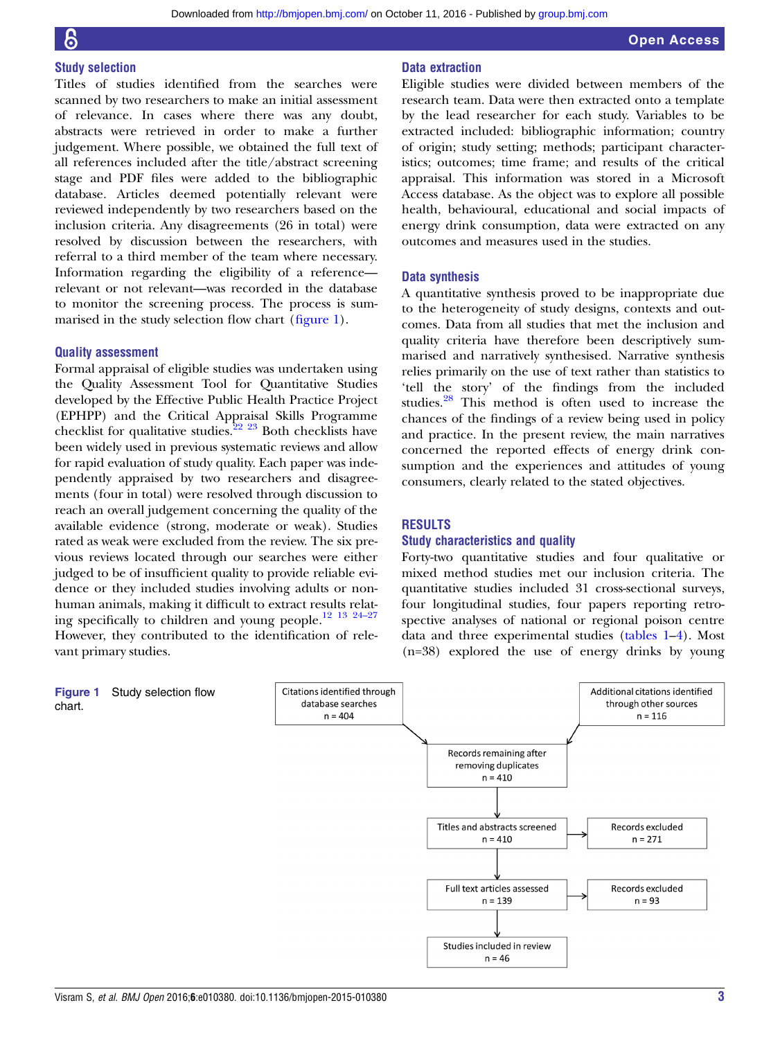### Study selection

Titles of studies identified from the searches were scanned by two researchers to make an initial assessment of relevance. In cases where there was any doubt, abstracts were retrieved in order to make a further judgement. Where possible, we obtained the full text of all references included after the title/abstract screening stage and PDF files were added to the bibliographic database. Articles deemed potentially relevant were reviewed independently by two researchers based on the inclusion criteria. Any disagreements (26 in total) were resolved by discussion between the researchers, with referral to a third member of the team where necessary. Information regarding the eligibility of a reference—relevant or not relevant—was recorded in the database to monitor the screening process. The process is summarised in the study selection flow chart (figure 1).

### Quality assessment

Formal appraisal of eligible studies was undertaken using the Quality Assessment Tool for Quantitative Studies developed by the Effective Public Health Practice Project (EPHPP) and the Critical Appraisal Skills Programme checklist for qualitative studies.[22 23] Both checklists have been widely used in previous systematic reviews and allow for rapid evaluation of study quality. Each paper was independently appraised by two researchers and disagreements (four in total) were resolved through discussion to reach an overall judgement concerning the quality of the available evidence (strong, moderate or weak). Studies rated as weak were excluded from the review. The six previous reviews located through our searches were either judged to be of insufficient quality to provide reliable evidence or they included studies involving adults or non-human animals, making it difficult to extract results relating specifically to children and young people.[12 13 24–27] However, they contributed to the identification of relevant primary studies.

### Data extraction

Eligible studies were divided between members of the research team. Data were then extracted onto a template by the lead researcher for each study. Variables to be extracted included: bibliographic information; country of origin; study setting; methods; participant characteristics; outcomes; time frame; and results of the critical appraisal. This information was stored in a Microsoft Access database. As the object was to explore all possible health, behavioural, educational and social impacts of energy drink consumption, data were extracted on any outcomes and measures used in the studies.

### Data synthesis

A quantitative synthesis proved to be inappropriate due to the heterogeneity of study designs, contexts and outcomes. Data from all studies that met the inclusion and quality criteria have therefore been descriptively summarised and narratively synthesised. Narrative synthesis relies primarily on the use of text rather than statistics to 'tell the story' of the findings from the included studies.[28] This method is often used to increase the chances of the findings of a review being used in policy and practice. In the present review, the main narratives concerned the reported effects of energy drink consumption and the experiences and attitudes of young consumers, clearly related to the stated objectives.

## RESULTS

### Study characteristics and quality

Forty-two quantitative studies and four qualitative or mixed method studies met our inclusion criteria. The quantitative studies included 31 cross-sectional surveys, four longitudinal studies, four papers reporting retrospective analyses of national or regional poison centre data and three experimental studies (tables 1–4). Most (n=38) explored the use of energy drinks by young

Citations identified through database searches n = 404

Additional citations identified through other sources n = 116

Records remaining after removing duplicates n = 410

Titles and abstracts screened n = 410 → Records excluded n = 271

Full text articles assessed n = 139 → Records excluded n = 93

Studies included in review n = 46

**Figure 1** Study selection flow chart.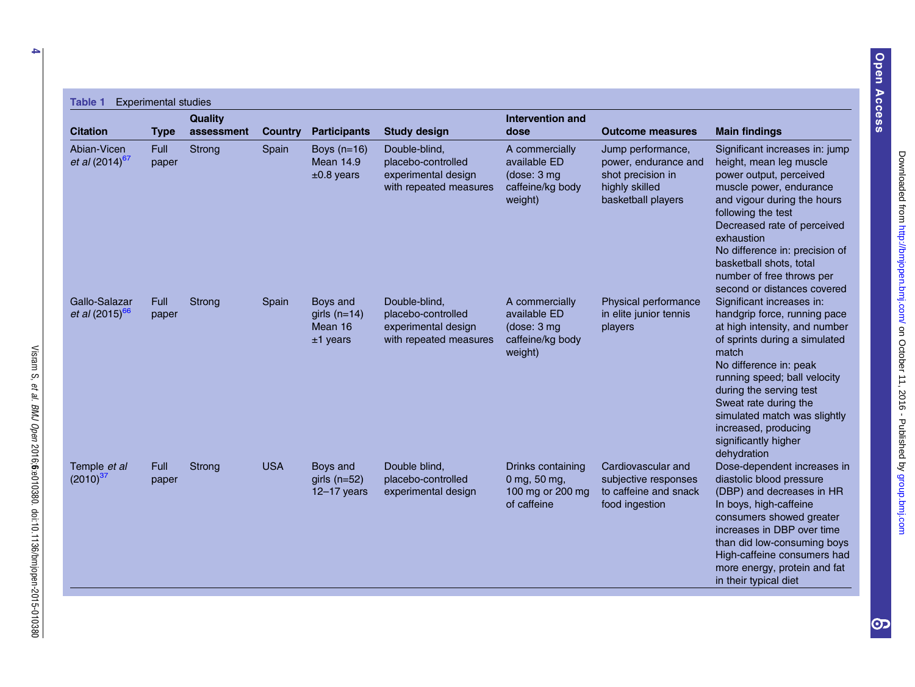**Table 1** Experimental studies

| Citation | Type | Quality assessment | Country | Participants | Study design | Intervention and dose | Outcome measures | Main findings |
|---|---|---|---|---|---|---|---|---|
| Abian-Vicen *et al* (2014)[67] | Full paper | Strong | Spain | Boys (n=16) Mean 14.9 ±0.8 years | Double-blind, placebo-controlled experimental design with repeated measures | A commercially available ED (dose: 3 mg caffeine/kg body weight) | Jump performance, power, endurance and shot precision in highly skilled basketball players | Significant increases in: jump height, mean leg muscle power output, perceived muscle power, endurance and vigour during the hours following the test<br>Decreased rate of perceived exhaustion<br>No difference in: precision of basketball shots, total number of free throws per second or distances covered |
| Gallo-Salazar *et al* (2015)[66] | Full paper | Strong | Spain | Boys and girls (n=14) Mean 16 ±1 years | Double-blind, placebo-controlled experimental design with repeated measures | A commercially available ED (dose: 3 mg caffeine/kg body weight) | Physical performance in elite junior tennis players | Significant increases in: handgrip force, running pace at high intensity, and number of sprints during a simulated match<br>No difference in: peak running speed; ball velocity during the serving test<br>Sweat rate during the simulated match was slightly increased, producing significantly higher dehydration |
| Temple *et al* (2010)[37] | Full paper | Strong | USA | Boys and girls (n=52) 12–17 years | Double blind, placebo-controlled experimental design | Drinks containing 0 mg, 50 mg, 100 mg or 200 mg of caffeine | Cardiovascular and subjective responses to caffeine and snack food ingestion | Dose-dependent increases in diastolic blood pressure (DBP) and decreases in HR<br>In boys, high-caffeine consumers showed greater increases in DBP over time than did low-consuming boys<br>High-caffeine consumers had more energy, protein and fat in their typical diet |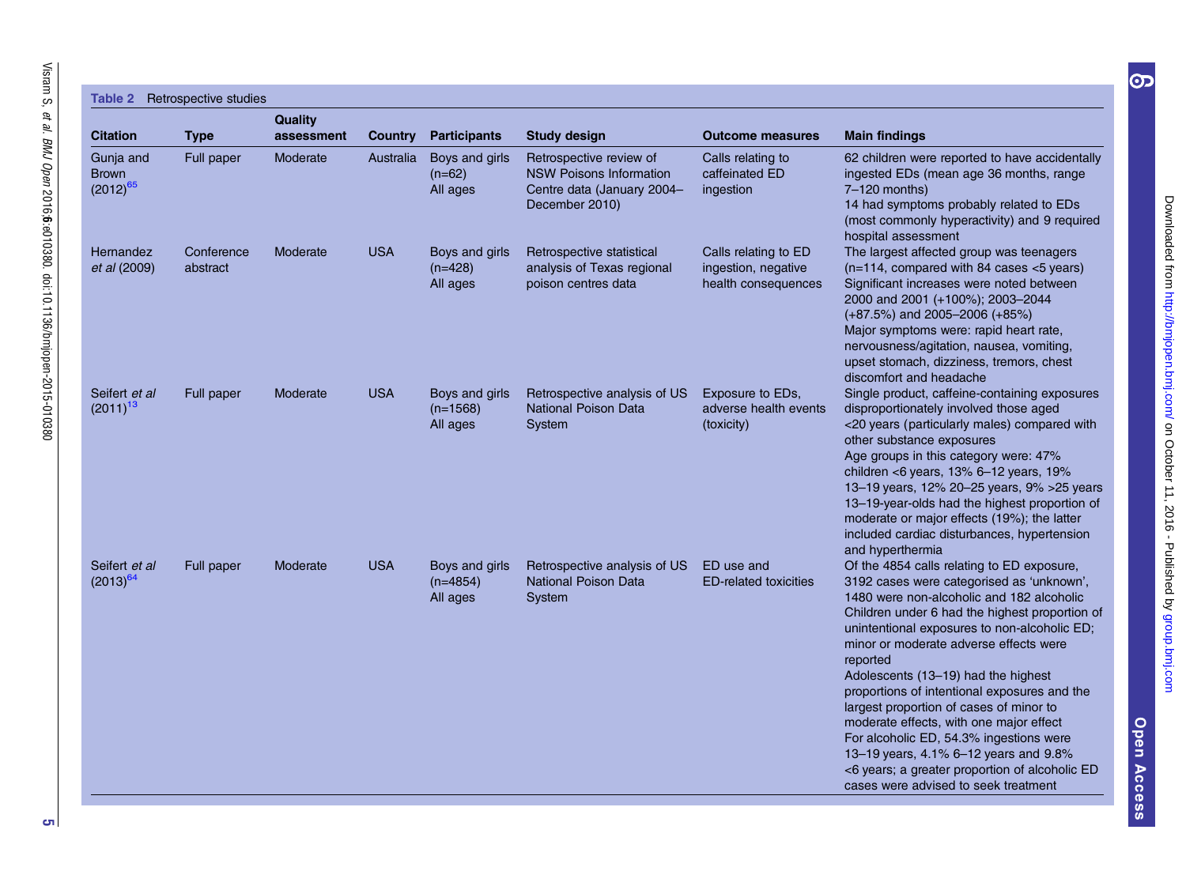**Table 2** Retrospective studies

| Citation | Type | Quality assessment | Country | Participants | Study design | Outcome measures | Main findings |
|---|---|---|---|---|---|---|---|
| Gunja and Brown (2012)[65] | Full paper | Moderate | Australia | Boys and girls (n=62) All ages | Retrospective review of NSW Poisons Information Centre data (January 2004–December 2010) | Calls relating to caffeinated ED ingestion | 62 children were reported to have accidentally ingested EDs (mean age 36 months, range 7–120 months) 14 had symptoms probably related to EDs (most commonly hyperactivity) and 9 required hospital assessment |
| Hernandez *et al* (2009) | Conference abstract | Moderate | USA | Boys and girls (n=428) All ages | Retrospective statistical analysis of Texas regional poison centres data | Calls relating to ED ingestion, negative health consequences | The largest affected group was teenagers (n=114, compared with 84 cases <5 years) Significant increases were noted between 2000 and 2001 (+100%); 2003–2044 (+87.5%) and 2005–2006 (+85%) Major symptoms were: rapid heart rate, nervousness/agitation, nausea, vomiting, upset stomach, dizziness, tremors, chest discomfort and headache |
| Seifert *et al* (2011)[13] | Full paper | Moderate | USA | Boys and girls (n=1568) All ages | Retrospective analysis of US National Poison Data System | Exposure to EDs, adverse health events (toxicity) | Single product, caffeine-containing exposures disproportionately involved those aged <20 years (particularly males) compared with other substance exposures Age groups in this category were: 47% children <6 years, 13% 6–12 years, 19% 13–19 years, 12% 20–25 years, 9% >25 years 13–19-year-olds had the highest proportion of moderate or major effects (19%); the latter included cardiac disturbances, hypertension and hyperthermia |
| Seifert *et al* (2013)[64] | Full paper | Moderate | USA | Boys and girls (n=4854) All ages | Retrospective analysis of US National Poison Data System | ED use and ED-related toxicities | Of the 4854 calls relating to ED exposure, 3192 cases were categorised as 'unknown', 1480 were non-alcoholic and 182 alcoholic Children under 6 had the highest proportion of unintentional exposures to non-alcoholic ED; minor or moderate adverse effects were reported Adolescents (13–19) had the highest proportions of intentional exposures and the largest proportion of cases of minor to moderate effects, with one major effect For alcoholic ED, 54.3% ingestions were 13–19 years, 4.1% 6–12 years and 9.8% <6 years; a greater proportion of alcoholic ED cases were advised to seek treatment |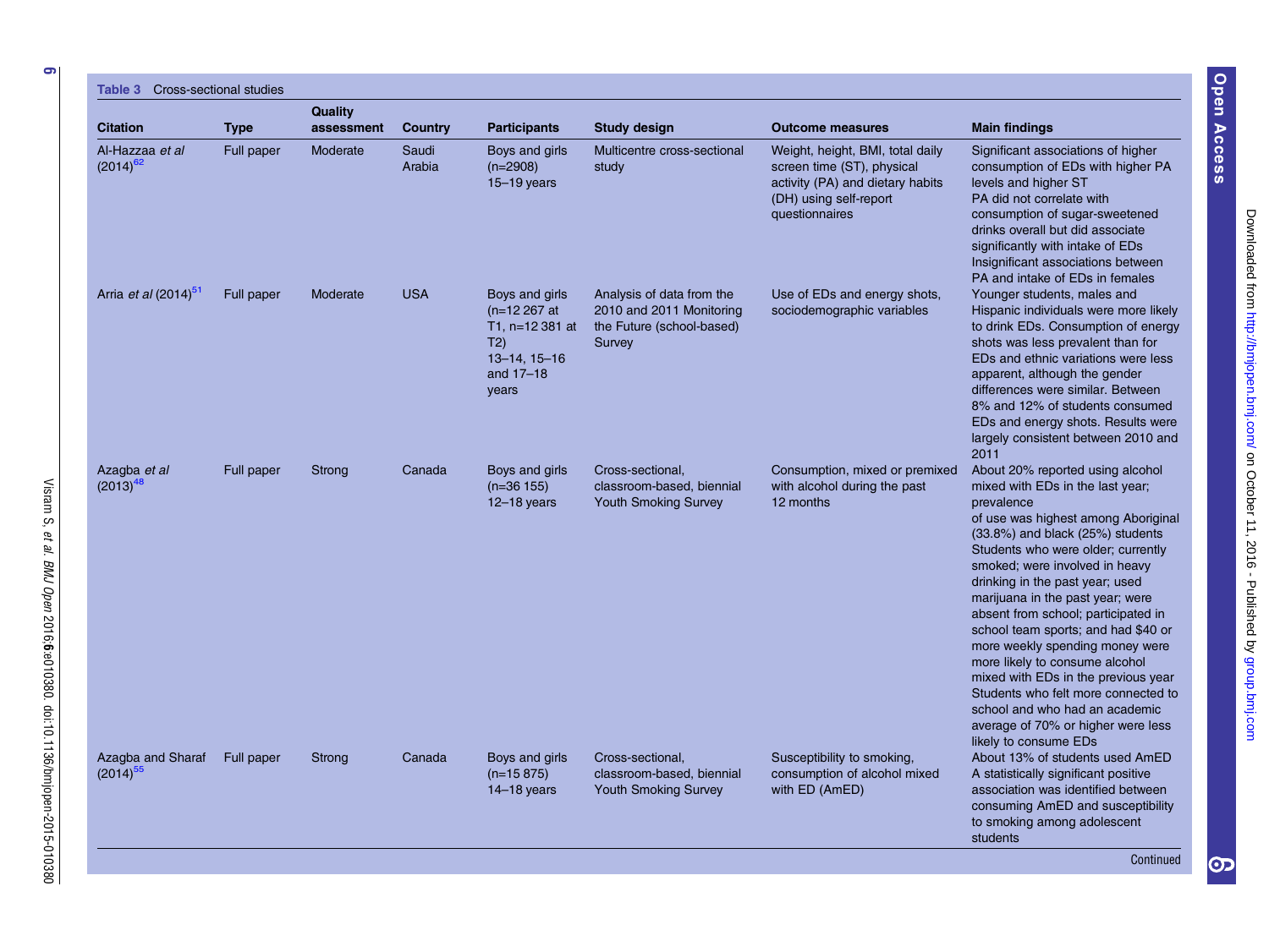Table 3 Cross-sectional studies

| Citation | Type | Quality assessment | Country | Participants | Study design | Outcome measures | Main findings |
|---|---|---|---|---|---|---|---|
| Al-Hazzaa *et al* (2014)[62] | Full paper | Moderate | Saudi Arabia | Boys and girls (n=2908) 15–19 years | Multicentre cross-sectional study | Weight, height, BMI, total daily screen time (ST), physical activity (PA) and dietary habits (DH) using self-report questionnaires | Significant associations of higher consumption of EDs with higher PA levels and higher ST<br>PA did not correlate with consumption of sugar-sweetened drinks overall but did associate significantly with intake of EDs<br>Insignificant associations between PA and intake of EDs in females |
| Arria *et al* (2014)[51] | Full paper | Moderate | USA | Boys and girls (n=12 267 at T1, n=12 381 at T2) 13–14, 15–16 and 17–18 years | Analysis of data from the 2010 and 2011 Monitoring the Future (school-based) Survey | Use of EDs and energy shots, sociodemographic variables | Younger students, males and Hispanic individuals were more likely to drink EDs. Consumption of energy shots was less prevalent than for EDs and ethnic variations were less apparent, although the gender differences were similar. Between 8% and 12% of students consumed EDs and energy shots. Results were largely consistent between 2010 and 2011 |
| Azagba *et al* (2013)[48] | Full paper | Strong | Canada | Boys and girls (n=36 155) 12–18 years | Cross-sectional, classroom-based, biennial Youth Smoking Survey | Consumption, mixed or premixed with alcohol during the past 12 months | About 20% reported using alcohol mixed with EDs in the last year; prevalence of use was highest among Aboriginal (33.8%) and black (25%) students<br>Students who were older; currently smoked; were involved in heavy drinking in the past year; used marijuana in the past year; were absent from school; participated in school team sports; and had $40 or more weekly spending money were more likely to consume alcohol mixed with EDs in the previous year<br>Students who felt more connected to school and who had an academic average of 70% or higher were less likely to consume EDs |
| Azagba and Sharaf (2014)[55] | Full paper | Strong | Canada | Boys and girls (n=15 875) 14–18 years | Cross-sectional, classroom-based, biennial Youth Smoking Survey | Susceptibility to smoking, consumption of alcohol mixed with ED (AmED) | About 13% of students used AmED<br>A statistically significant positive association was identified between consuming AmED and susceptibility to smoking among adolescent students |

Continued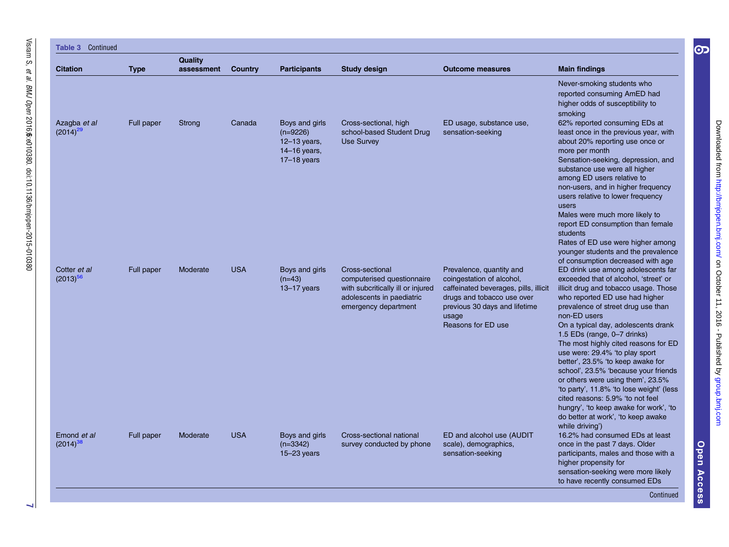**Table 3** Continued

| Citation | Type | Quality assessment | Country | Participants | Study design | Outcome measures | Main findings |
|---|---|---|---|---|---|---|---|
| | | | | | | | Never-smoking students who reported consuming AmED had higher odds of susceptibility to smoking |
| Azagba *et al* (2014)[29] | Full paper | Strong | Canada | Boys and girls (n=9226) 12–13 years, 14–16 years, 17–18 years | Cross-sectional, high school-based Student Drug Use Survey | ED usage, substance use, sensation-seeking | 62% reported consuming EDs at least once in the previous year, with about 20% reporting use once or more per month<br>Sensation-seeking, depression, and substance use were all higher among ED users relative to non-users, and in higher frequency users relative to lower frequency users<br>Males were much more likely to report ED consumption than female students<br>Rates of ED use were higher among younger students and the prevalence of consumption decreased with age |
| Cotter *et al* (2013)[56] | Full paper | Moderate | USA | Boys and girls (n=43) 13–17 years | Cross-sectional computerised questionnaire with subcritically ill or injured adolescents in paediatric emergency department | Prevalence, quantity and coingestation of alcohol, caffeinated beverages, pills, illicit drugs and tobacco use over previous 30 days and lifetime usage<br>Reasons for ED use | ED drink use among adolescents far exceeded that of alcohol, 'street' or illicit drug and tobacco usage. Those who reported ED use had higher prevalence of street drug use than non-ED users<br>On a typical day, adolescents drank 1.5 EDs (range, 0–7 drinks)<br>The most highly cited reasons for ED use were: 29.4% 'to play sport better', 23.5% 'to keep awake for school', 23.5% 'because your friends or others were using them', 23.5% 'to party', 11.8% 'to lose weight' (less cited reasons: 5.9% 'to not feel hungry', 'to keep awake for work', 'to do better at work', 'to keep awake while driving') |
| Emond *et al* (2014)[38] | Full paper | Moderate | USA | Boys and girls (n=3342) 15–23 years | Cross-sectional national survey conducted by phone | ED and alcohol use (AUDIT scale), demographics, sensation-seeking | 16.2% had consumed EDs at least once in the past 7 days. Older participants, males and those with a higher propensity for sensation-seeking were more likely to have recently consumed EDs |

Continued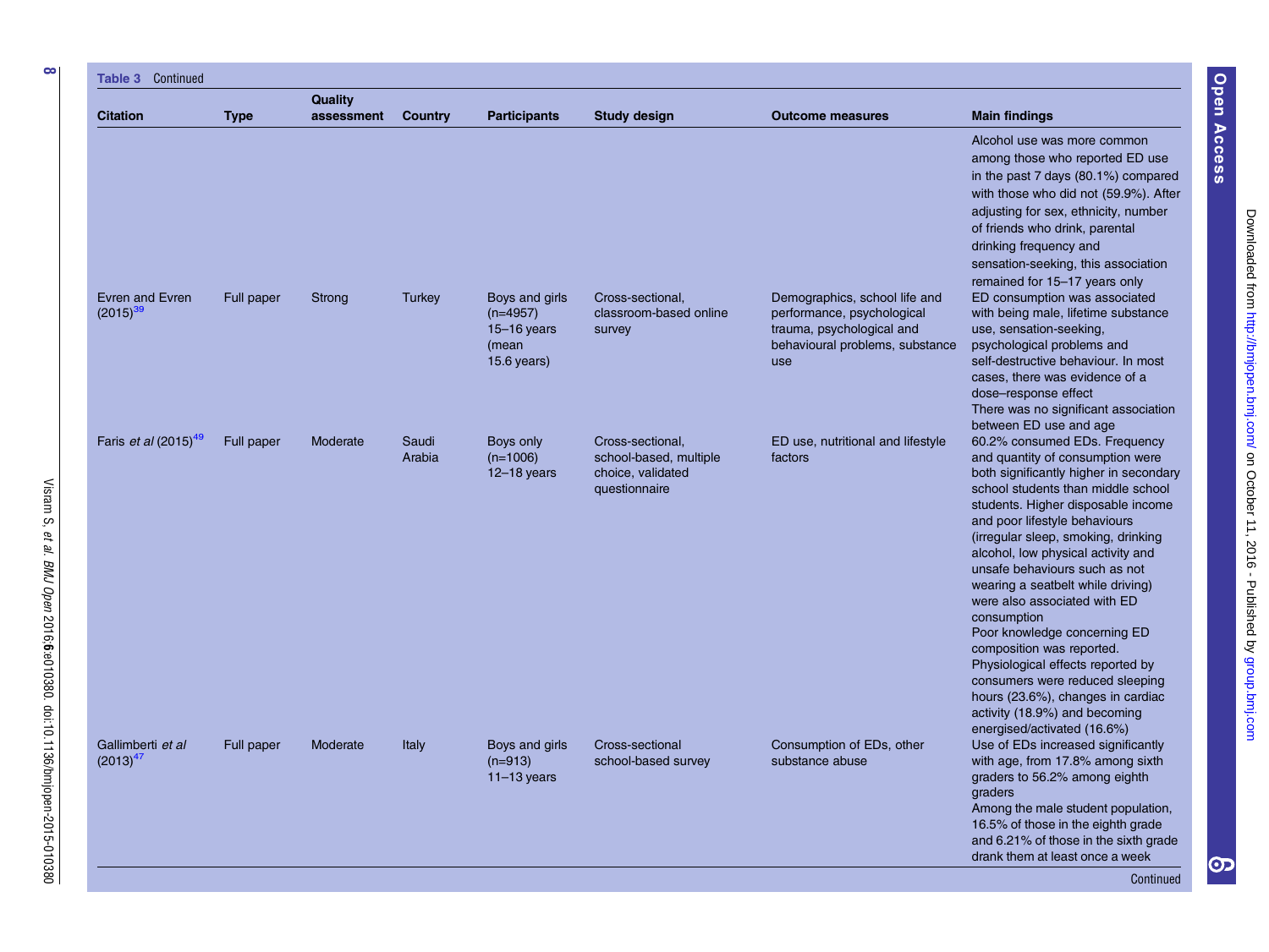**Table 3** Continued

| Citation | Type | Quality assessment | Country | Participants | Study design | Outcome measures | Main findings |
|---|---|---|---|---|---|---|---|
| | | | | | | | Alcohol use was more common among those who reported ED use in the past 7 days (80.1%) compared with those who did not (59.9%). After adjusting for sex, ethnicity, number of friends who drink, parental drinking frequency and sensation-seeking, this association remained for 15–17 years only |
| Evren and Evren (2015)[39] | Full paper | Strong | Turkey | Boys and girls (n=4957) 15–16 years (mean 15.6 years) | Cross-sectional, classroom-based online survey | Demographics, school life and performance, psychological trauma, psychological and behavioural problems, substance use | ED consumption was associated with being male, lifetime substance use, sensation-seeking, psychological problems and self-destructive behaviour. In most cases, there was evidence of a dose–response effect<br>There was no significant association between ED use and age |
| Faris *et al* (2015)[49] | Full paper | Moderate | Saudi Arabia | Boys only (n=1006) 12–18 years | Cross-sectional, school-based, multiple choice, validated questionnaire | ED use, nutritional and lifestyle factors | 60.2% consumed EDs. Frequency and quantity of consumption were both significantly higher in secondary school students than middle school students. Higher disposable income and poor lifestyle behaviours (irregular sleep, smoking, drinking alcohol, low physical activity and unsafe behaviours such as not wearing a seatbelt while driving) were also associated with ED consumption<br>Poor knowledge concerning ED composition was reported. Physiological effects reported by consumers were reduced sleeping hours (23.6%), changes in cardiac activity (18.9%) and becoming energised/activated (16.6%) |
| Gallimberti *et al* (2013)[47] | Full paper | Moderate | Italy | Boys and girls (n=913) 11–13 years | Cross-sectional school-based survey | Consumption of EDs, other substance abuse | Use of EDs increased significantly with age, from 17.8% among sixth graders to 56.2% among eighth graders<br>Among the male student population, 16.5% of those in the eighth grade and 6.21% of those in the sixth grade drank them at least once a week |

Continued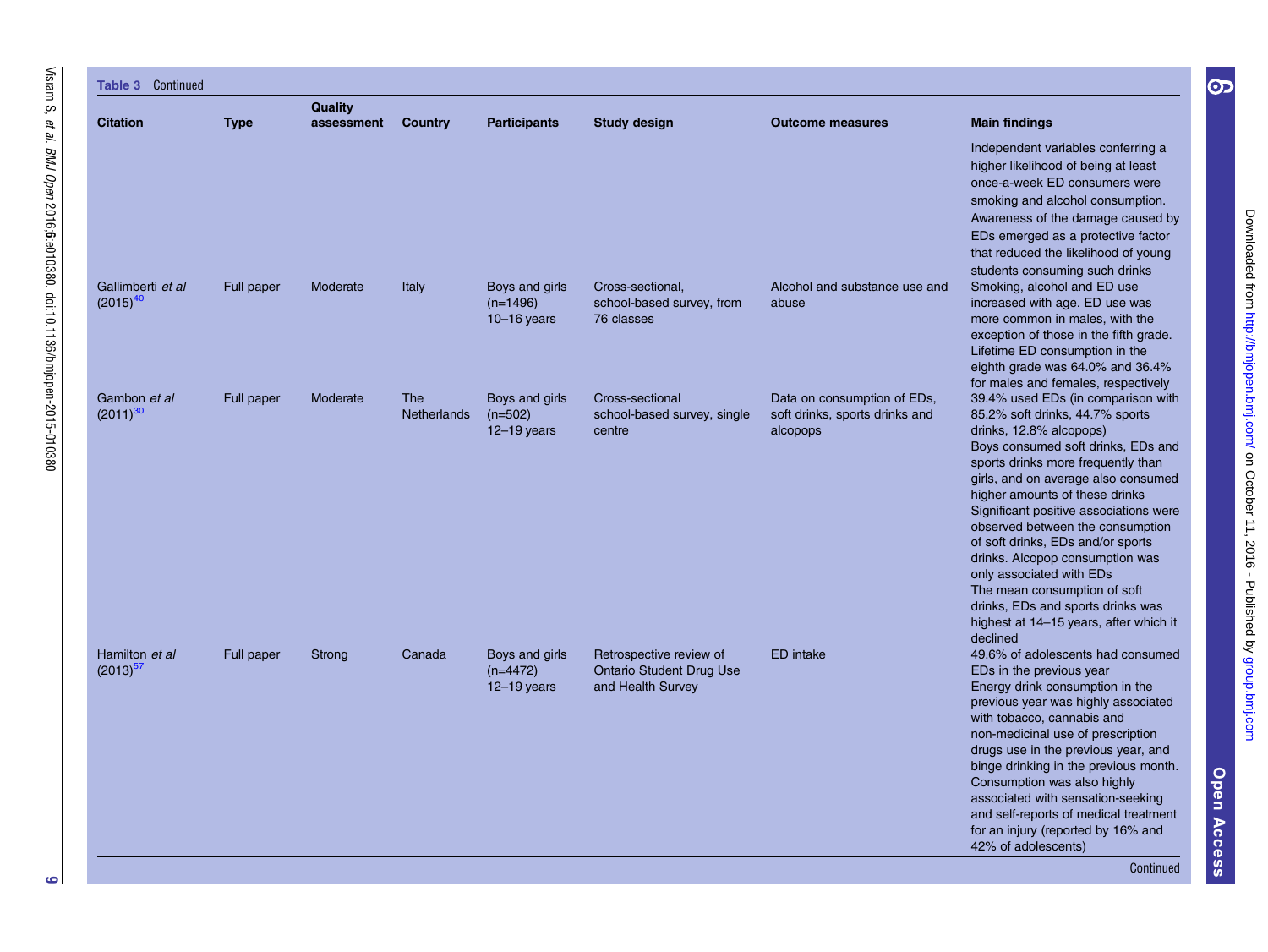Table 3 Continued

| Citation | Type | Quality assessment | Country | Participants | Study design | Outcome measures | Main findings |
|---|---|---|---|---|---|---|---|
| | | | | | | | Independent variables conferring a higher likelihood of being at least once-a-week ED consumers were smoking and alcohol consumption. Awareness of the damage caused by EDs emerged as a protective factor that reduced the likelihood of young students consuming such drinks |
| Gallimberti *et al* (2015)[40] | Full paper | Moderate | Italy | Boys and girls (n=1496) 10–16 years | Cross-sectional, school-based survey, from 76 classes | Alcohol and substance use and abuse | Smoking, alcohol and ED use increased with age. ED use was more common in males, with the exception of those in the fifth grade. Lifetime ED consumption in the eighth grade was 64.0% and 36.4% for males and females, respectively |
| Gambon *et al* (2011)[30] | Full paper | Moderate | The Netherlands | Boys and girls (n=502) 12–19 years | Cross-sectional school-based survey, single centre | Data on consumption of EDs, soft drinks, sports drinks and alcopops | 39.4% used EDs (in comparison with 85.2% soft drinks, 44.7% sports drinks, 12.8% alcopops) Boys consumed soft drinks, EDs and sports drinks more frequently than girls, and on average also consumed higher amounts of these drinks Significant positive associations were observed between the consumption of soft drinks, EDs and/or sports drinks. Alcopop consumption was only associated with EDs The mean consumption of soft drinks, EDs and sports drinks was highest at 14–15 years, after which it declined |
| Hamilton *et al* (2013)[57] | Full paper | Strong | Canada | Boys and girls (n=4472) 12–19 years | Retrospective review of Ontario Student Drug Use and Health Survey | ED intake | 49.6% of adolescents had consumed EDs in the previous year Energy drink consumption in the previous year was highly associated with tobacco, cannabis and non-medicinal use of prescription drugs use in the previous year, and binge drinking in the previous month. Consumption was also highly associated with sensation-seeking and self-reports of medical treatment for an injury (reported by 16% and 42% of adolescents) |

Continued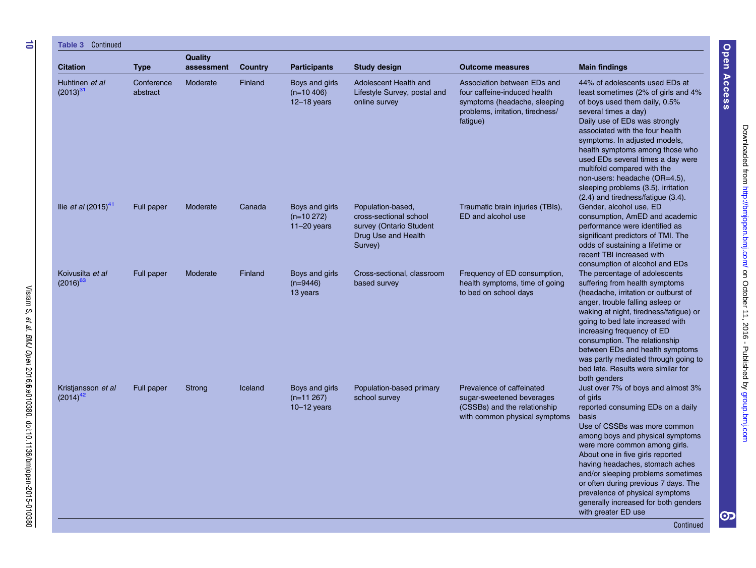**Table 3** Continued

| Citation | Type | Quality assessment | Country | Participants | Study design | Outcome measures | Main findings |
|---|---|---|---|---|---|---|---|
| Huhtinen *et al* (2013)[31] | Conference abstract | Moderate | Finland | Boys and girls (n=10 406) 12–18 years | Adolescent Health and Lifestyle Survey, postal and online survey | Association between EDs and four caffeine-induced health symptoms (headache, sleeping problems, irritation, tiredness/fatigue) | 44% of adolescents used EDs at least sometimes (2% of girls and 4% of boys used them daily, 0.5% several times a day) Daily use of EDs was strongly associated with the four health symptoms. In adjusted models, health symptoms among those who used EDs several times a day were multifold compared with the non-users: headache (OR=4.5), sleeping problems (3.5), irritation (2.4) and tiredness/fatigue (3.4). |
| Ilie *et al* (2015)[41] | Full paper | Moderate | Canada | Boys and girls (n=10 272) 11–20 years | Population-based, cross-sectional school survey (Ontario Student Drug Use and Health Survey) | Traumatic brain injuries (TBIs), ED and alcohol use | Gender, alcohol use, ED consumption, AmED and academic performance were identified as significant predictors of TMI. The odds of sustaining a lifetime or recent TBI increased with consumption of alcohol and EDs |
| Koivusilta *et al* (2016)[63] | Full paper | Moderate | Finland | Boys and girls (n=9446) 13 years | Cross-sectional, classroom based survey | Frequency of ED consumption, health symptoms, time of going to bed on school days | The percentage of adolescents suffering from health symptoms (headache, irritation or outburst of anger, trouble falling asleep or waking at night, tiredness/fatigue) or going to bed late increased with increasing frequency of ED consumption. The relationship between EDs and health symptoms was partly mediated through going to bed late. Results were similar for both genders |
| Kristjansson *et al* (2014)[42] | Full paper | Strong | Iceland | Boys and girls (n=11 267) 10–12 years | Population-based primary school survey | Prevalence of caffeinated sugar-sweetened beverages (CSSBs) and the relationship with common physical symptoms | Just over 7% of boys and almost 3% of girls reported consuming EDs on a daily basis Use of CSSBs was more common among boys and physical symptoms were more common among girls. About one in five girls reported having headaches, stomach aches and/or sleeping problems sometimes or often during previous 7 days. The prevalence of physical symptoms generally increased for both genders with greater ED use |

Continued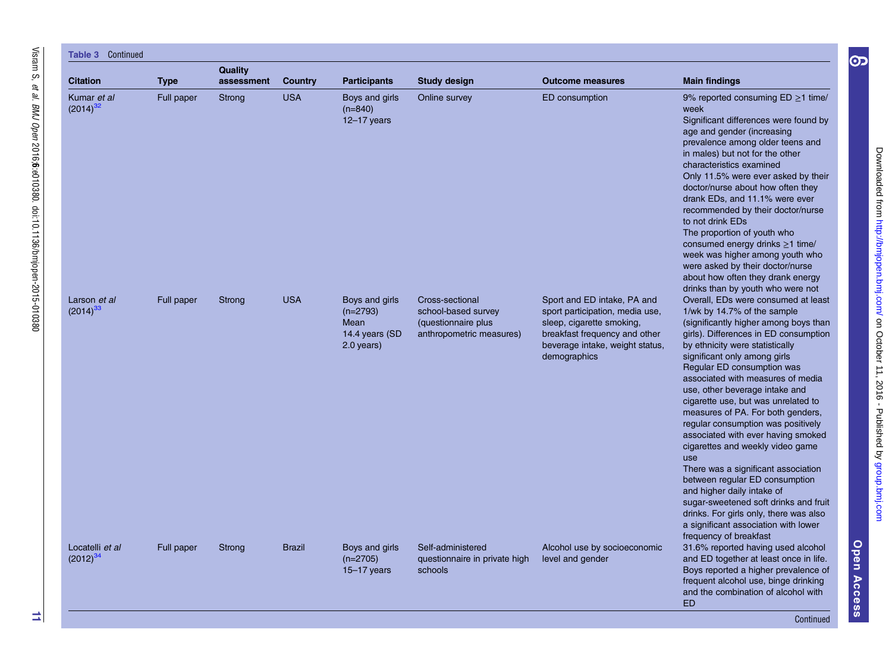**Table 3** Continued

| Citation | Type | Quality assessment | Country | Participants | Study design | Outcome measures | Main findings |
|---|---|---|---|---|---|---|---|
| Kumar *et al* (2014)[32] | Full paper | Strong | USA | Boys and girls (n=840) 12–17 years | Online survey | ED consumption | 9% reported consuming ED ≥1 time/week Significant differences were found by age and gender (increasing prevalence among older teens and in males) but not for the other characteristics examined Only 11.5% were ever asked by their doctor/nurse about how often they drank EDs, and 11.1% were ever recommended by their doctor/nurse to not drink EDs The proportion of youth who consumed energy drinks ≥1 time/week was higher among youth who were asked by their doctor/nurse about how often they drank energy drinks than by youth who were not |
| Larson *et al* (2014)[33] | Full paper | Strong | USA | Boys and girls (n=2793) Mean 14.4 years (SD 2.0 years) | Cross-sectional school-based survey (questionnaire plus anthropometric measures) | Sport and ED intake, PA and sport participation, media use, sleep, cigarette smoking, breakfast frequency and other beverage intake, weight status, demographics | Overall, EDs were consumed at least 1/wk by 14.7% of the sample (significantly higher among boys than girls). Differences in ED consumption by ethnicity were statistically significant only among girls Regular ED consumption was associated with measures of media use, other beverage intake and cigarette use, but was unrelated to measures of PA. For both genders, regular consumption was positively associated with ever having smoked cigarettes and weekly video game use There was a significant association between regular ED consumption and higher daily intake of sugar-sweetened soft drinks and fruit drinks. For girls only, there was also a significant association with lower frequency of breakfast |
| Locatelli *et al* (2012)[34] | Full paper | Strong | Brazil | Boys and girls (n=2705) 15–17 years | Self-administered questionnaire in private high schools | Alcohol use by socioeconomic level and gender | 31.6% reported having used alcohol and ED together at least once in life. Boys reported a higher prevalence of frequent alcohol use, binge drinking and the combination of alcohol with ED |

Continued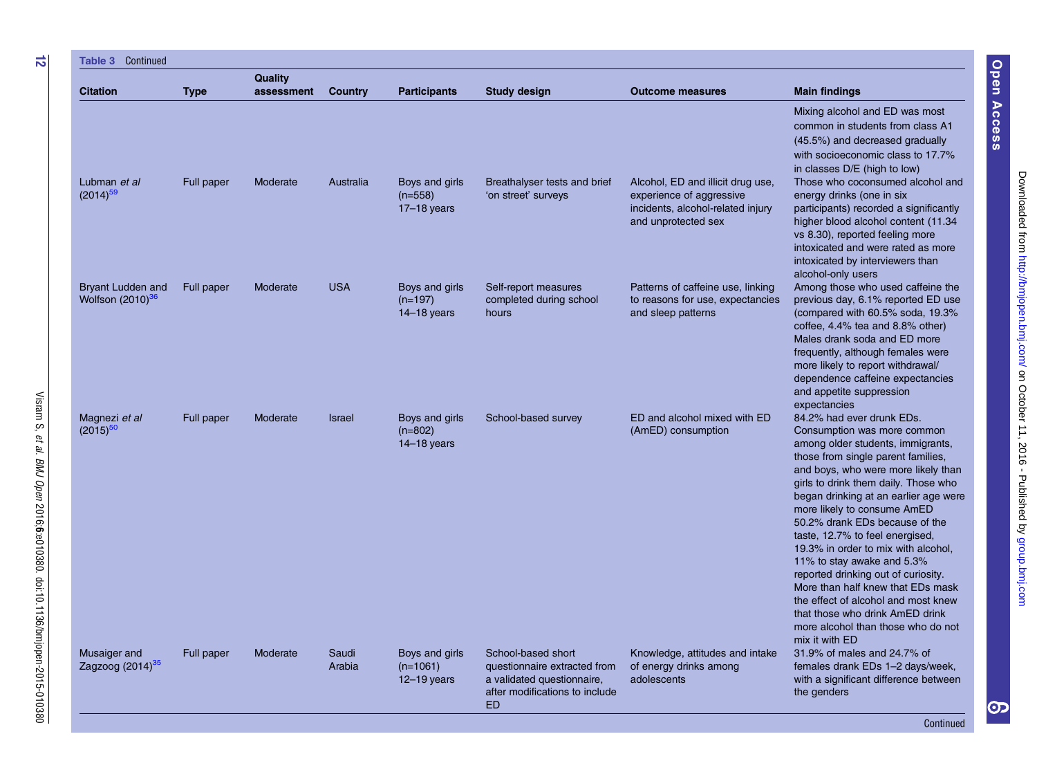**Table 3** Continued

| Citation | Type | Quality assessment | Country | Participants | Study design | Outcome measures | Main findings |
|---|---|---|---|---|---|---|---|
| | | | | | | | Mixing alcohol and ED was most common in students from class A1 (45.5%) and decreased gradually with socioeconomic class to 17.7% in classes D/E (high to low) |
| Lubman *et al* (2014)[59] | Full paper | Moderate | Australia | Boys and girls (n=558) 17–18 years | Breathalyser tests and brief 'on street' surveys | Alcohol, ED and illicit drug use, experience of aggressive incidents, alcohol-related injury and unprotected sex | Those who coconsumed alcohol and energy drinks (one in six participants) recorded a significantly higher blood alcohol content (11.34 vs 8.30), reported feeling more intoxicated and were rated as more intoxicated by interviewers than alcohol-only users |
| Bryant Ludden and Wolfson (2010)[36] | Full paper | Moderate | USA | Boys and girls (n=197) 14–18 years | Self-report measures completed during school hours | Patterns of caffeine use, linking to reasons for use, expectancies and sleep patterns | Among those who used caffeine the previous day, 6.1% reported ED use (compared with 60.5% soda, 19.3% coffee, 4.4% tea and 8.8% other) Males drank soda and ED more frequently, although females were more likely to report withdrawal/ dependence caffeine expectancies and appetite suppression expectancies |
| Magnezi *et al* (2015)[50] | Full paper | Moderate | Israel | Boys and girls (n=802) 14–18 years | School-based survey | ED and alcohol mixed with ED (AmED) consumption | 84.2% had ever drunk EDs. Consumption was more common among older students, immigrants, those from single parent families, and boys, who were more likely than girls to drink them daily. Those who began drinking at an earlier age were more likely to consume AmED 50.2% drank EDs because of the taste, 12.7% to feel energised, 19.3% in order to mix with alcohol, 11% to stay awake and 5.3% reported drinking out of curiosity. More than half knew that EDs mask the effect of alcohol and most knew that those who drink AmED drink more alcohol than those who do not mix it with ED |
| Musaiger and Zagzoog (2014)[35] | Full paper | Moderate | Saudi Arabia | Boys and girls (n=1061) 12–19 years | School-based short questionnaire extracted from a validated questionnaire, after modifications to include ED | Knowledge, attitudes and intake of energy drinks among adolescents | 31.9% of males and 24.7% of females drank EDs 1–2 days/week, with a significant difference between the genders |

Continued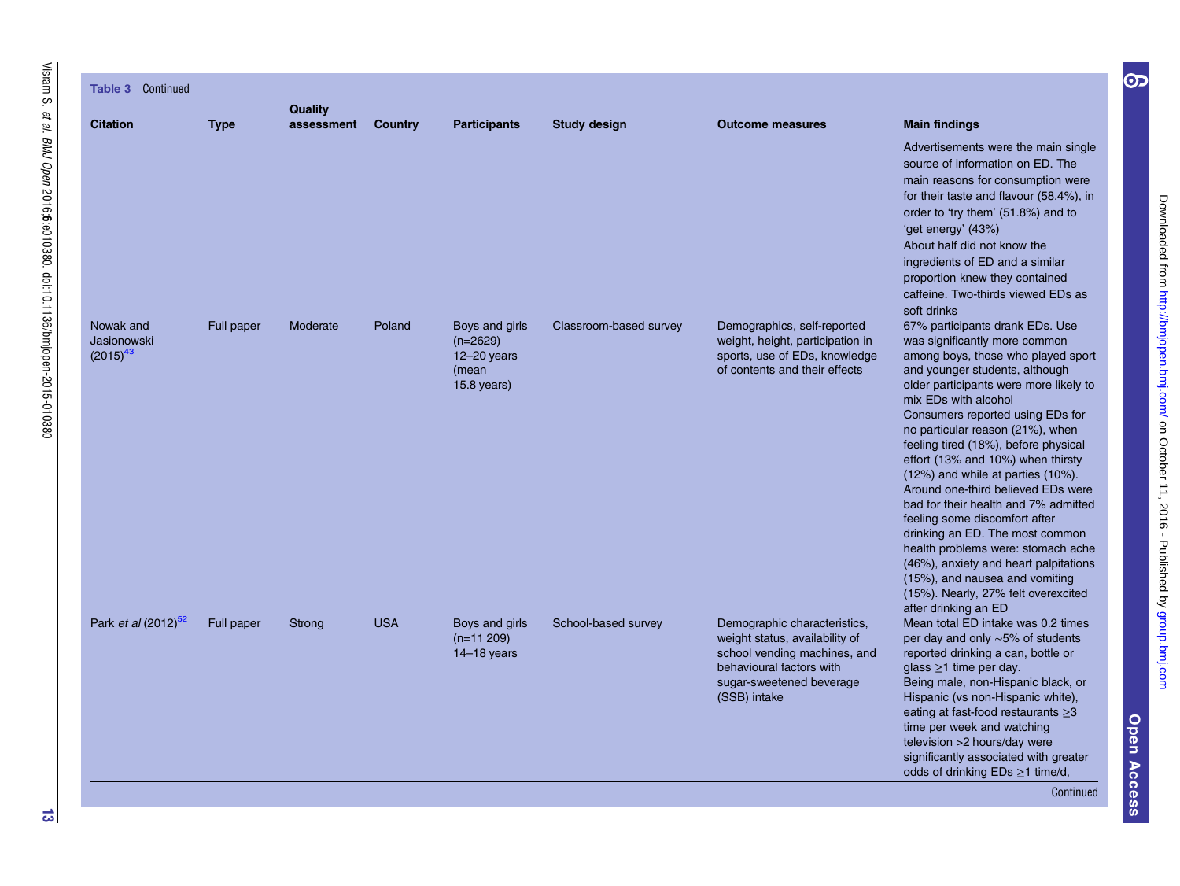**Table 3** Continued

| Citation | Type | Quality assessment | Country | Participants | Study design | Outcome measures | Main findings |
|---|---|---|---|---|---|---|---|
| | | | | | | | Advertisements were the main single source of information on ED. The main reasons for consumption were for their taste and flavour (58.4%), in order to 'try them' (51.8%) and to 'get energy' (43%)<br>About half did not know the ingredients of ED and a similar proportion knew they contained caffeine. Two-thirds viewed EDs as soft drinks |
| Nowak and Jasionowski (2015)[43] | Full paper | Moderate | Poland | Boys and girls (n=2629) 12–20 years (mean 15.8 years) | Classroom-based survey | Demographics, self-reported weight, height, participation in sports, use of EDs, knowledge of contents and their effects | 67% participants drank EDs. Use was significantly more common among boys, those who played sport and younger students, although older participants were more likely to mix EDs with alcohol<br>Consumers reported using EDs for no particular reason (21%), when feeling tired (18%), before physical effort (13% and 10%) when thirsty (12%) and while at parties (10%). Around one-third believed EDs were bad for their health and 7% admitted feeling some discomfort after drinking an ED. The most common health problems were: stomach ache (46%), anxiety and heart palpitations (15%), and nausea and vomiting (15%). Nearly, 27% felt overexcited after drinking an ED |
| Park *et al* (2012)[52] | Full paper | Strong | USA | Boys and girls (n=11 209) 14–18 years | School-based survey | Demographic characteristics, weight status, availability of school vending machines, and behavioural factors with sugar-sweetened beverage (SSB) intake | Mean total ED intake was 0.2 times per day and only ~5% of students reported drinking a can, bottle or glass ≥1 time per day.<br>Being male, non-Hispanic black, or Hispanic (vs non-Hispanic white), eating at fast-food restaurants ≥3 time per week and watching television >2 hours/day were significantly associated with greater odds of drinking EDs ≥1 time/d, |

Continued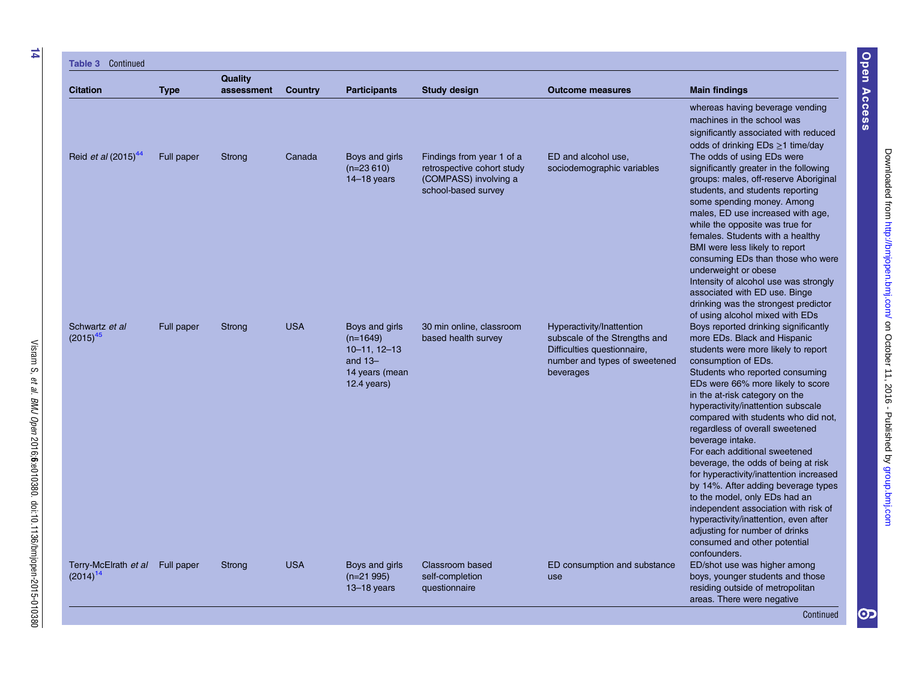**Table 3** Continued

| Citation | Type | Quality assessment | Country | Participants | Study design | Outcome measures | Main findings |
|---|---|---|---|---|---|---|---|
| | | | | | | | whereas having beverage vending machines in the school was significantly associated with reduced odds of drinking EDs ≥1 time/day |
| Reid *et al* (2015)[44] | Full paper | Strong | Canada | Boys and girls (n=23 610) 14–18 years | Findings from year 1 of a retrospective cohort study (COMPASS) involving a school-based survey | ED and alcohol use, sociodemographic variables | The odds of using EDs were significantly greater in the following groups: males, off-reserve Aboriginal students, and students reporting some spending money. Among males, ED use increased with age, while the opposite was true for females. Students with a healthy BMI were less likely to report consuming EDs than those who were underweight or obese<br>Intensity of alcohol use was strongly associated with ED use. Binge drinking was the strongest predictor of using alcohol mixed with EDs |
| Schwartz *et al* (2015)[45] | Full paper | Strong | USA | Boys and girls (n=1649) 10–11, 12–13 and 13–14 years (mean 12.4 years) | 30 min online, classroom based health survey | Hyperactivity/Inattention subscale of the Strengths and Difficulties questionnaire, number and types of sweetened beverages | Boys reported drinking significantly more EDs. Black and Hispanic students were more likely to report consumption of EDs.<br>Students who reported consuming EDs were 66% more likely to score in the at-risk category on the hyperactivity/inattention subscale compared with students who did not, regardless of overall sweetened beverage intake.<br>For each additional sweetened beverage, the odds of being at risk for hyperactivity/inattention increased by 14%. After adding beverage types to the model, only EDs had an independent association with risk of hyperactivity/inattention, even after adjusting for number of drinks consumed and other potential confounders. |
| Terry-McElrath *et al* (2014)[14] | Full paper | Strong | USA | Boys and girls (n=21 995) 13–18 years | Classroom based self-completion questionnaire | ED consumption and substance use | ED/shot use was higher among boys, younger students and those residing outside of metropolitan areas. There were negative |

Continued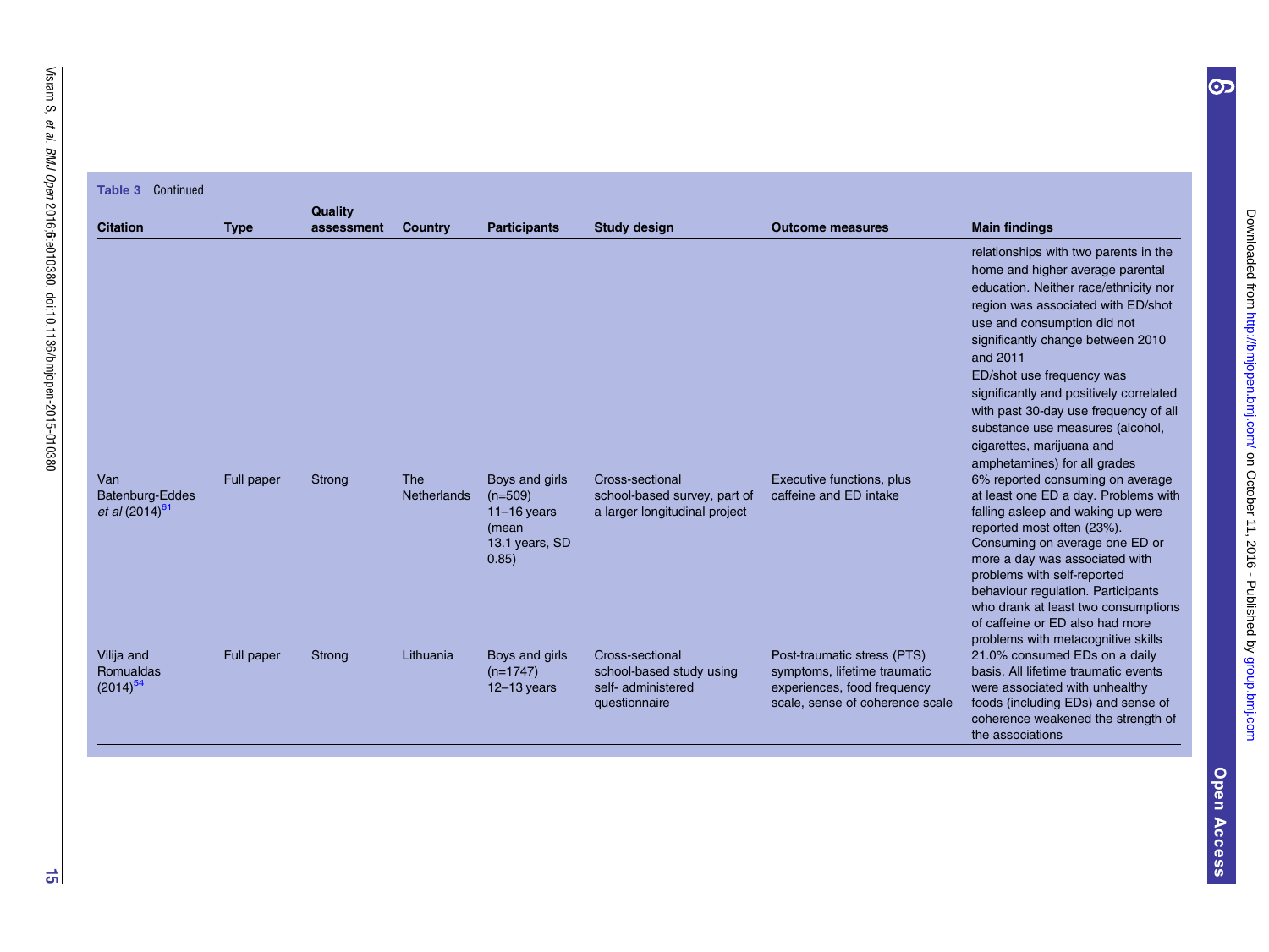**Table 3** Continued

| Citation | Type | Quality assessment | Country | Participants | Study design | Outcome measures | Main findings |
|---|---|---|---|---|---|---|---|
| | | | | | | | relationships with two parents in the home and higher average parental education. Neither race/ethnicity nor region was associated with ED/shot use and consumption did not significantly change between 2010 and 2011<br>ED/shot use frequency was significantly and positively correlated with past 30-day use frequency of all substance use measures (alcohol, cigarettes, marijuana and amphetamines) for all grades |
| Van Batenburg-Eddes *et al* (2014)[61] | Full paper | Strong | The Netherlands | Boys and girls (n=509) 11–16 years (mean 13.1 years, SD 0.85) | Cross-sectional school-based survey, part of a larger longitudinal project | Executive functions, plus caffeine and ED intake | 6% reported consuming on average at least one ED a day. Problems with falling asleep and waking up were reported most often (23%). Consuming on average one ED or more a day was associated with problems with self-reported behaviour regulation. Participants who drank at least two consumptions of caffeine or ED also had more problems with metacognitive skills |
| Vilija and Romualdas (2014)[54] | Full paper | Strong | Lithuania | Boys and girls (n=1747) 12–13 years | Cross-sectional school-based study using self- administered questionnaire | Post-traumatic stress (PTS) symptoms, lifetime traumatic experiences, food frequency scale, sense of coherence scale | 21.0% consumed EDs on a daily basis. All lifetime traumatic events were associated with unhealthy foods (including EDs) and sense of coherence weakened the strength of the associations |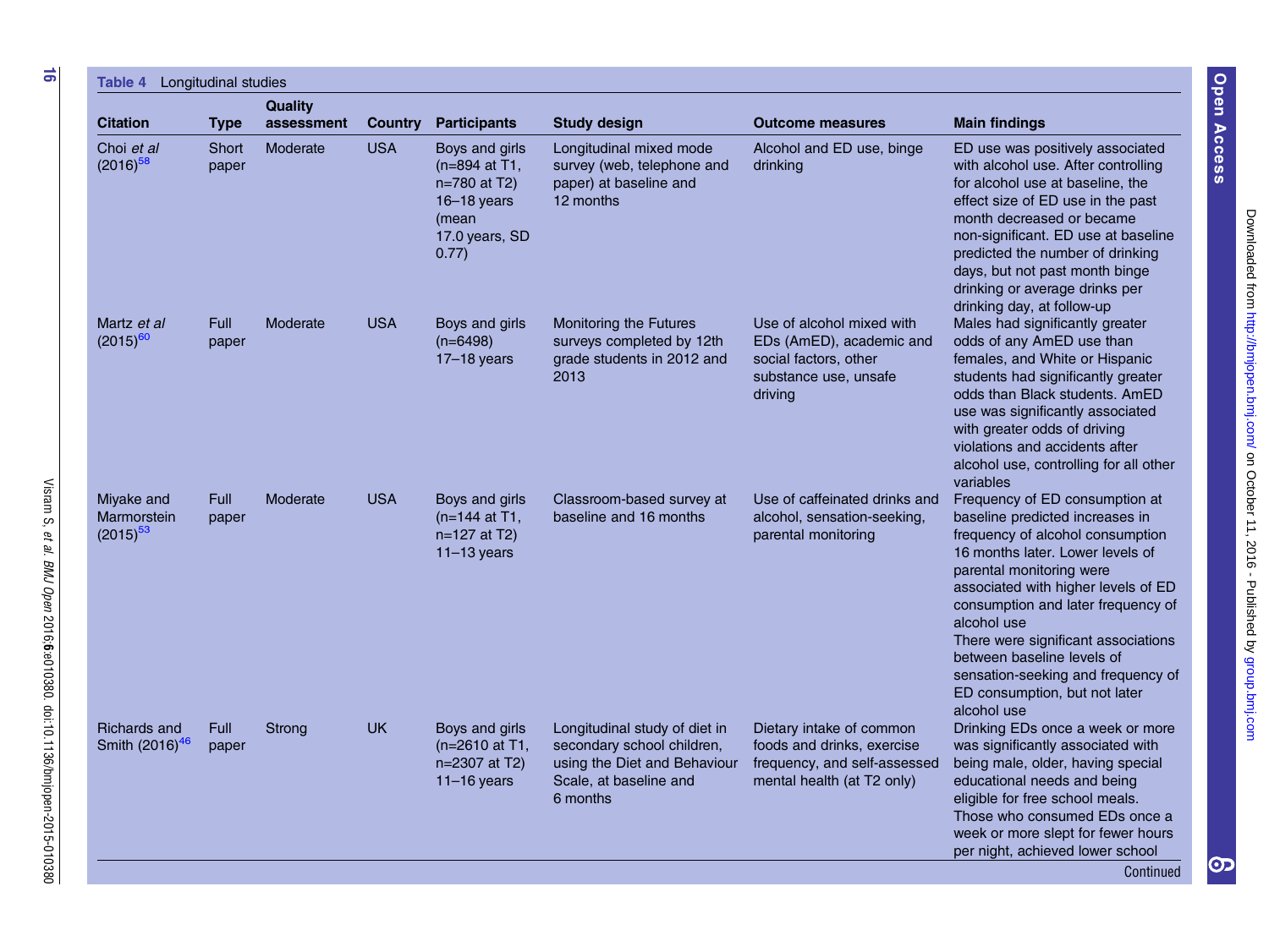**Table 4** Longitudinal studies

| Citation | Type | Quality assessment | Country | Participants | Study design | Outcome measures | Main findings |
|---|---|---|---|---|---|---|---|
| Choi *et al* (2016)[58] | Short paper | Moderate | USA | Boys and girls (n=894 at T1, n=780 at T2) 16–18 years (mean 17.0 years, SD 0.77) | Longitudinal mixed mode survey (web, telephone and paper) at baseline and 12 months | Alcohol and ED use, binge drinking | ED use was positively associated with alcohol use. After controlling for alcohol use at baseline, the effect size of ED use in the past month decreased or became non-significant. ED use at baseline predicted the number of drinking days, but not past month binge drinking or average drinks per drinking day, at follow-up |
| Martz *et al* (2015)[60] | Full paper | Moderate | USA | Boys and girls (n=6498) 17–18 years | Monitoring the Futures surveys completed by 12th grade students in 2012 and 2013 | Use of alcohol mixed with EDs (AmED), academic and social factors, other substance use, unsafe driving | Males had significantly greater odds of any AmED use than females, and White or Hispanic students had significantly greater odds than Black students. AmED use was significantly associated with greater odds of driving violations and accidents after alcohol use, controlling for all other variables |
| Miyake and Marmorstein (2015)[53] | Full paper | Moderate | USA | Boys and girls (n=144 at T1, n=127 at T2) 11–13 years | Classroom-based survey at baseline and 16 months | Use of caffeinated drinks and alcohol, sensation-seeking, parental monitoring | Frequency of ED consumption at baseline predicted increases in frequency of alcohol consumption 16 months later. Lower levels of parental monitoring were associated with higher levels of ED consumption and later frequency of alcohol use<br>There were significant associations between baseline levels of sensation-seeking and frequency of ED consumption, but not later alcohol use |
| Richards and Smith (2016)[46] | Full paper | Strong | UK | Boys and girls (n=2610 at T1, n=2307 at T2) 11–16 years | Longitudinal study of diet in secondary school children, using the Diet and Behaviour Scale, at baseline and 6 months | Dietary intake of common foods and drinks, exercise frequency, and self-assessed mental health (at T2 only) | Drinking EDs once a week or more was significantly associated with being male, older, having special educational needs and being eligible for free school meals. Those who consumed EDs once a week or more slept for fewer hours per night, achieved lower school |

Continued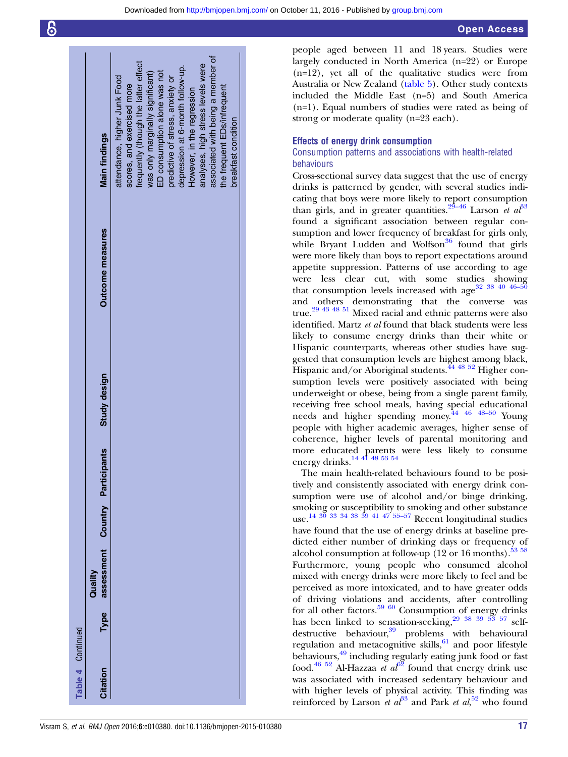Table 4 Continued

| Citation | Type | Quality assessment | Country | Participants | Study design | Outcome measures | Main findings |
|---|---|---|---|---|---|---|---|
| | | | | | | | attendance, higher Junk Food scores, and exercised more frequently (though the latter effect was only marginally significant) ED consumption alone was not predictive of stress, anxiety or depression at 6-month follow-up. However, in the regression analyses, high stress levels were associated with being a member of the frequent EDs/infrequent breakfast condition |

people aged between 11 and 18 years. Studies were largely conducted in North America (n=22) or Europe (n=12), yet all of the qualitative studies were from Australia or New Zealand (table 5). Other study contexts included the Middle East (n=5) and South America (n=1). Equal numbers of studies were rated as being of strong or moderate quality (n=23 each).

## Effects of energy drink consumption

### Consumption patterns and associations with health-related behaviours

Cross-sectional survey data suggest that the use of energy drinks is patterned by gender, with several studies indicating that boys were more likely to report consumption than girls, and in greater quantities.[29–46] Larson *et al*[33] found a significant association between regular consumption and lower frequency of breakfast for girls only, while Bryant Ludden and Wolfson[36] found that girls were more likely than boys to report expectations around appetite suppression. Patterns of use according to age were less clear cut, with some studies showing that consumption levels increased with age[32 38 40 46–50] and others demonstrating that the converse was true.[29 43 48 51] Mixed racial and ethnic patterns were also identified. Martz *et al* found that black students were less likely to consume energy drinks than their white or Hispanic counterparts, whereas other studies have suggested that consumption levels are highest among black, Hispanic and/or Aboriginal students.[44 48 52] Higher consumption levels were positively associated with being underweight or obese, being from a single parent family, receiving free school meals, having special educational needs and higher spending money.[44 46 48–50] Young people with higher academic averages, higher sense of coherence, higher levels of parental monitoring and more educated parents were less likely to consume energy drinks.[14 41 48 53 54]

The main health-related behaviours found to be positively and consistently associated with energy drink consumption were use of alcohol and/or binge drinking, smoking or susceptibility to smoking and other substance use.[14 30 33 34 38 39 41 47 55–57] Recent longitudinal studies have found that the use of energy drinks at baseline predicted either number of drinking days or frequency of alcohol consumption at follow-up (12 or 16 months).[53 58] Furthermore, young people who consumed alcohol mixed with energy drinks were more likely to feel and be perceived as more intoxicated, and to have greater odds of driving violations and accidents, after controlling for all other factors.[59 60] Consumption of energy drinks has been linked to sensation-seeking,[29 38 39 53 57] self-destructive behaviour,[39] problems with behavioural regulation and metacognitive skills,[61] and poor lifestyle behaviours,[49] including regularly eating junk food or fast food.[46 52] Al-Hazzaa *et al*[62] found that energy drink use was associated with increased sedentary behaviour and with higher levels of physical activity. This finding was reinforced by Larson *et al*[33] and Park *et al*,[52] who found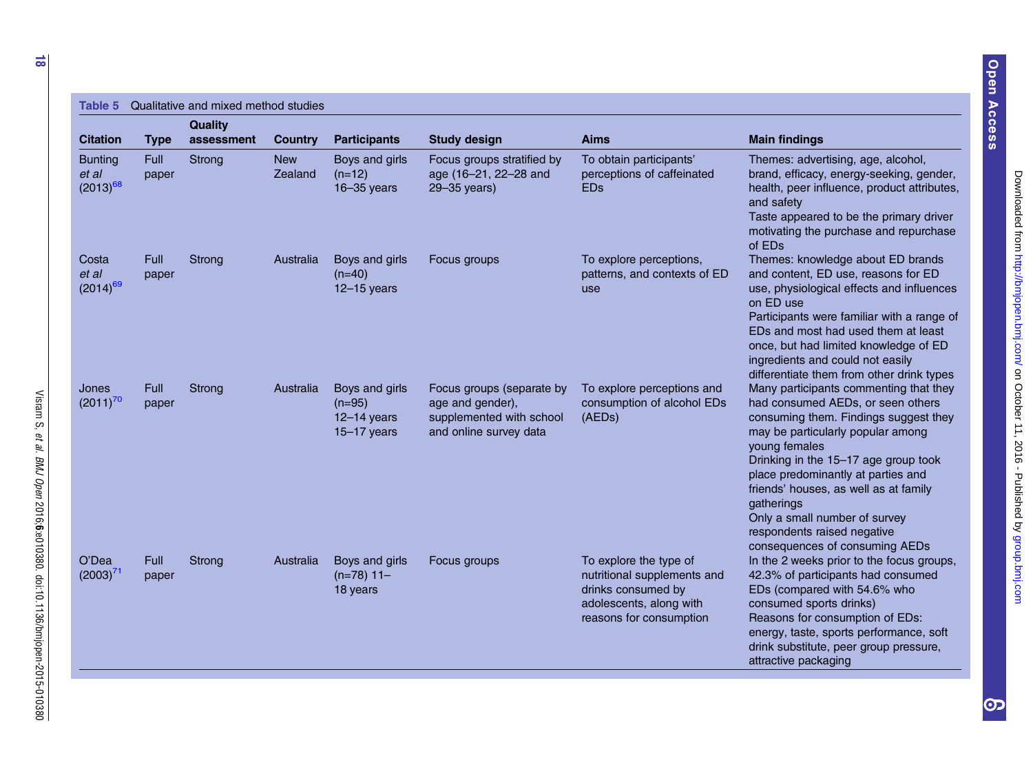**Table 5** Qualitative and mixed method studies

| Citation | Type | Quality assessment | Country | Participants | Study design | Aims | Main findings |
|---|---|---|---|---|---|---|---|
| Bunting *et al* (2013)[68] | Full paper | Strong | New Zealand | Boys and girls (n=12) 16–35 years | Focus groups stratified by age (16–21, 22–28 and 29–35 years) | To obtain participants' perceptions of caffeinated EDs | Themes: advertising, age, alcohol, brand, efficacy, energy-seeking, gender, health, peer influence, product attributes, and safety<br>Taste appeared to be the primary driver motivating the purchase and repurchase of EDs |
| Costa *et al* (2014)[69] | Full paper | Strong | Australia | Boys and girls (n=40) 12–15 years | Focus groups | To explore perceptions, patterns, and contexts of ED use | Themes: knowledge about ED brands and content, ED use, reasons for ED use, physiological effects and influences on ED use<br>Participants were familiar with a range of EDs and most had used them at least once, but had limited knowledge of ED ingredients and could not easily differentiate them from other drink types |
| Jones (2011)[70] | Full paper | Strong | Australia | Boys and girls (n=95) 12–14 years 15–17 years | Focus groups (separate by age and gender), supplemented with school and online survey data | To explore perceptions and consumption of alcohol EDs (AEDs) | Many participants commenting that they had consumed AEDs, or seen others consuming them. Findings suggest they may be particularly popular among young females<br>Drinking in the 15–17 age group took place predominantly at parties and friends' houses, as well as at family gatherings<br>Only a small number of survey respondents raised negative consequences of consuming AEDs |
| O'Dea (2003)[71] | Full paper | Strong | Australia | Boys and girls (n=78) 11–18 years | Focus groups | To explore the type of nutritional supplements and drinks consumed by adolescents, along with reasons for consumption | In the 2 weeks prior to the focus groups, 42.3% of participants had consumed EDs (compared with 54.6% who consumed sports drinks)<br>Reasons for consumption of EDs: energy, taste, sports performance, soft drink substitute, peer group pressure, attractive packaging |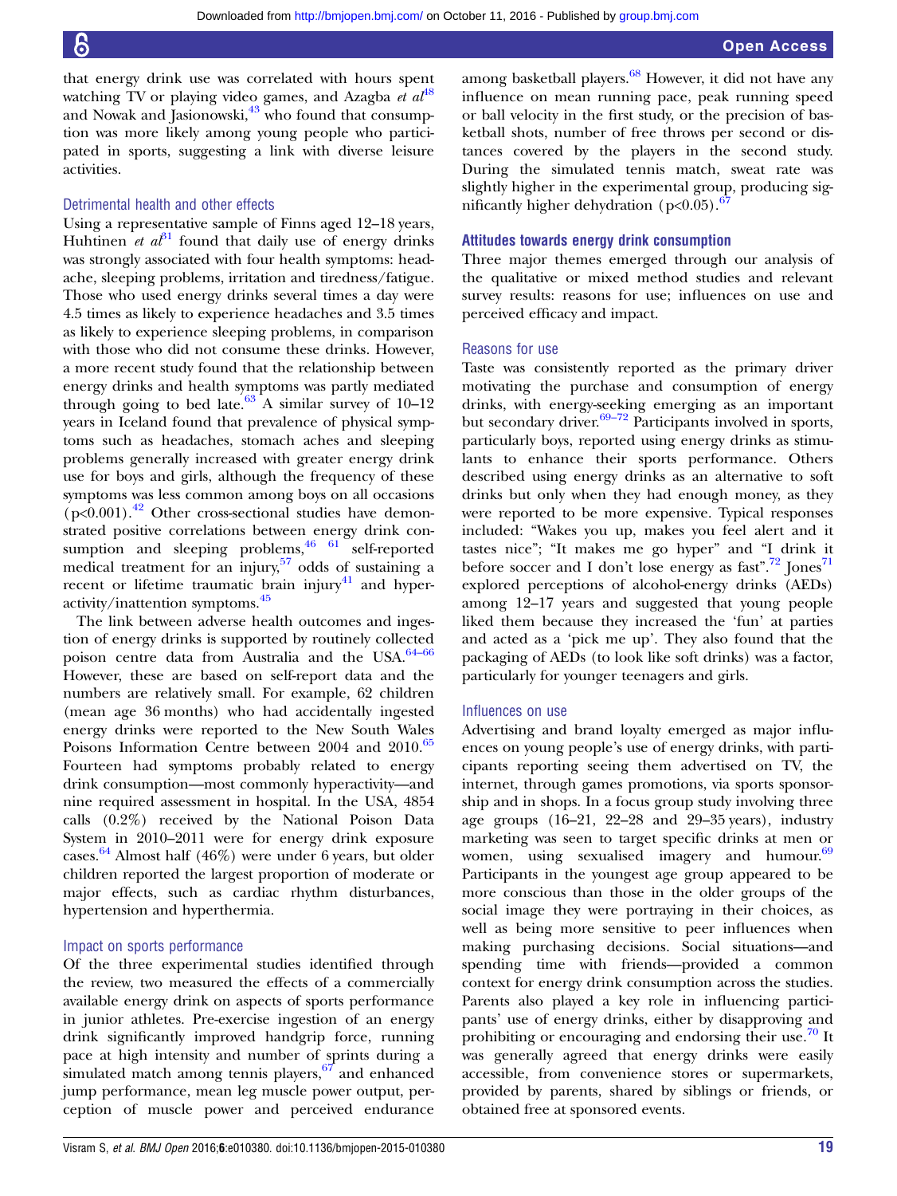that energy drink use was correlated with hours spent watching TV or playing video games, and Azagba *et al*[48] and Nowak and Jasionowski,[43] who found that consumption was more likely among young people who participated in sports, suggesting a link with diverse leisure activities.

### Detrimental health and other effects

Using a representative sample of Finns aged 12–18 years, Huhtinen *et al*[31] found that daily use of energy drinks was strongly associated with four health symptoms: headache, sleeping problems, irritation and tiredness/fatigue. Those who used energy drinks several times a day were 4.5 times as likely to experience headaches and 3.5 times as likely to experience sleeping problems, in comparison with those who did not consume these drinks. However, a more recent study found that the relationship between energy drinks and health symptoms was partly mediated through going to bed late.[63] A similar survey of 10–12 years in Iceland found that prevalence of physical symptoms such as headaches, stomach aches and sleeping problems generally increased with greater energy drink use for boys and girls, although the frequency of these symptoms was less common among boys on all occasions ($p<0.001$).[42] Other cross-sectional studies have demonstrated positive correlations between energy drink consumption and sleeping problems,[46 61] self-reported medical treatment for an injury,[57] odds of sustaining a recent or lifetime traumatic brain injury[41] and hyperactivity/inattention symptoms.[45]

The link between adverse health outcomes and ingestion of energy drinks is supported by routinely collected poison centre data from Australia and the USA.[64–66] However, these are based on self-report data and the numbers are relatively small. For example, 62 children (mean age 36 months) who had accidentally ingested energy drinks were reported to the New South Wales Poisons Information Centre between 2004 and 2010.[65] Fourteen had symptoms probably related to energy drink consumption—most commonly hyperactivity—and nine required assessment in hospital. In the USA, 4854 calls (0.2%) received by the National Poison Data System in 2010–2011 were for energy drink exposure cases.[64] Almost half (46%) were under 6 years, but older children reported the largest proportion of moderate or major effects, such as cardiac rhythm disturbances, hypertension and hyperthermia.

### Impact on sports performance

Of the three experimental studies identified through the review, two measured the effects of a commercially available energy drink on aspects of sports performance in junior athletes. Pre-exercise ingestion of an energy drink significantly improved handgrip force, running pace at high intensity and number of sprints during a simulated match among tennis players,[67] and enhanced jump performance, mean leg muscle power output, perception of muscle power and perceived endurance among basketball players.[68] However, it did not have any influence on mean running pace, peak running speed or ball velocity in the first study, or the precision of basketball shots, number of free throws per second or distances covered by the players in the second study. During the simulated tennis match, sweat rate was slightly higher in the experimental group, producing significantly higher dehydration ($p<0.05$).[67]

## Attitudes towards energy drink consumption

Three major themes emerged through our analysis of the qualitative or mixed method studies and relevant survey results: reasons for use; influences on use and perceived efficacy and impact.

### Reasons for use

Taste was consistently reported as the primary driver motivating the purchase and consumption of energy drinks, with energy-seeking emerging as an important but secondary driver.[69–72] Participants involved in sports, particularly boys, reported using energy drinks as stimulants to enhance their sports performance. Others described using energy drinks as an alternative to soft drinks but only when they had enough money, as they were reported to be more expensive. Typical responses included: "Wakes you up, makes you feel alert and it tastes nice"; "It makes me go hyper" and "I drink it before soccer and I don't lose energy as fast".[72] Jones[71] explored perceptions of alcohol-energy drinks (AEDs) among 12–17 years and suggested that young people liked them because they increased the 'fun' at parties and acted as a 'pick me up'. They also found that the packaging of AEDs (to look like soft drinks) was a factor, particularly for younger teenagers and girls.

### Influences on use

Advertising and brand loyalty emerged as major influences on young people's use of energy drinks, with participants reporting seeing them advertised on TV, the internet, through games promotions, via sports sponsorship and in shops. In a focus group study involving three age groups (16–21, 22–28 and 29–35 years), industry marketing was seen to target specific drinks at men or women, using sexualised imagery and humour.[69] Participants in the youngest age group appeared to be more conscious than those in the older groups of the social image they were portraying in their choices, as well as being more sensitive to peer influences when making purchasing decisions. Social situations—and spending time with friends—provided a common context for energy drink consumption across the studies. Parents also played a key role in influencing participants' use of energy drinks, either by disapproving and prohibiting or encouraging and endorsing their use.[70] It was generally agreed that energy drinks were easily accessible, from convenience stores or supermarkets, provided by parents, shared by siblings or friends, or obtained free at sponsored events.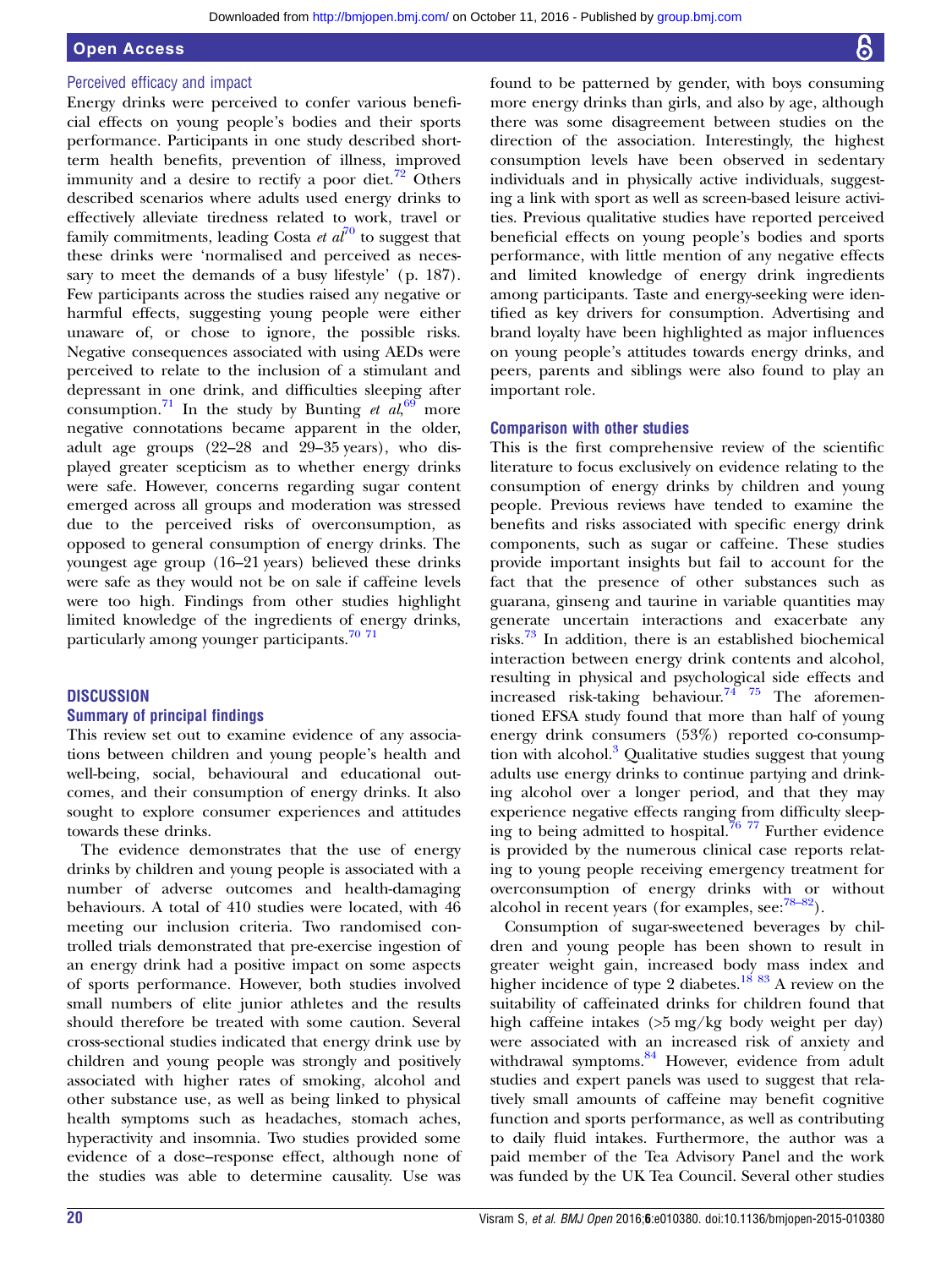### Perceived efficacy and impact

Energy drinks were perceived to confer various beneficial effects on young people's bodies and their sports performance. Participants in one study described short-term health benefits, prevention of illness, improved immunity and a desire to rectify a poor diet.[72] Others described scenarios where adults used energy drinks to effectively alleviate tiredness related to work, travel or family commitments, leading Costa *et al*[70] to suggest that these drinks were 'normalised and perceived as necessary to meet the demands of a busy lifestyle' (p. 187). Few participants across the studies raised any negative or harmful effects, suggesting young people were either unaware of, or chose to ignore, the possible risks. Negative consequences associated with using AEDs were perceived to relate to the inclusion of a stimulant and depressant in one drink, and difficulties sleeping after consumption.[71] In the study by Bunting *et al*,[69] more negative connotations became apparent in the older, adult age groups (22–28 and 29–35 years), who displayed greater scepticism as to whether energy drinks were safe. However, concerns regarding sugar content emerged across all groups and moderation was stressed due to the perceived risks of overconsumption, as opposed to general consumption of energy drinks. The youngest age group (16–21 years) believed these drinks were safe as they would not be on sale if caffeine levels were too high. Findings from other studies highlight limited knowledge of the ingredients of energy drinks, particularly among younger participants.[70 71]

## DISCUSSION

### Summary of principal findings

This review set out to examine evidence of any associations between children and young people's health and well-being, social, behavioural and educational outcomes, and their consumption of energy drinks. It also sought to explore consumer experiences and attitudes towards these drinks.

The evidence demonstrates that the use of energy drinks by children and young people is associated with a number of adverse outcomes and health-damaging behaviours. A total of 410 studies were located, with 46 meeting our inclusion criteria. Two randomised controlled trials demonstrated that pre-exercise ingestion of an energy drink had a positive impact on some aspects of sports performance. However, both studies involved small numbers of elite junior athletes and the results should therefore be treated with some caution. Several cross-sectional studies indicated that energy drink use by children and young people was strongly and positively associated with higher rates of smoking, alcohol and other substance use, as well as being linked to physical health symptoms such as headaches, stomach aches, hyperactivity and insomnia. Two studies provided some evidence of a dose–response effect, although none of the studies was able to determine causality. Use was found to be patterned by gender, with boys consuming more energy drinks than girls, and also by age, although there was some disagreement between studies on the direction of the association. Interestingly, the highest consumption levels have been observed in sedentary individuals and in physically active individuals, suggesting a link with sport as well as screen-based leisure activities. Previous qualitative studies have reported perceived beneficial effects on young people's bodies and sports performance, with little mention of any negative effects and limited knowledge of energy drink ingredients among participants. Taste and energy-seeking were identified as key drivers for consumption. Advertising and brand loyalty have been highlighted as major influences on young people's attitudes towards energy drinks, and peers, parents and siblings were also found to play an important role.

### Comparison with other studies

This is the first comprehensive review of the scientific literature to focus exclusively on evidence relating to the consumption of energy drinks by children and young people. Previous reviews have tended to examine the benefits and risks associated with specific energy drink components, such as sugar or caffeine. These studies provide important insights but fail to account for the fact that the presence of other substances such as guarana, ginseng and taurine in variable quantities may generate uncertain interactions and exacerbate any risks.[73] In addition, there is an established biochemical interaction between energy drink contents and alcohol, resulting in physical and psychological side effects and increased risk-taking behaviour.[74 75] The aforementioned EFSA study found that more than half of young energy drink consumers (53%) reported co-consumption with alcohol.[3] Qualitative studies suggest that young adults use energy drinks to continue partying and drinking alcohol over a longer period, and that they may experience negative effects ranging from difficulty sleeping to being admitted to hospital.[76 77] Further evidence is provided by the numerous clinical case reports relating to young people receiving emergency treatment for overconsumption of energy drinks with or without alcohol in recent years (for examples, see:[78–82]).

Consumption of sugar-sweetened beverages by children and young people has been shown to result in greater weight gain, increased body mass index and higher incidence of type 2 diabetes.[18 83] A review on the suitability of caffeinated drinks for children found that high caffeine intakes (>5 mg/kg body weight per day) were associated with an increased risk of anxiety and withdrawal symptoms.[84] However, evidence from adult studies and expert panels was used to suggest that relatively small amounts of caffeine may benefit cognitive function and sports performance, as well as contributing to daily fluid intakes. Furthermore, the author was a paid member of the Tea Advisory Panel and the work was funded by the UK Tea Council. Several other studies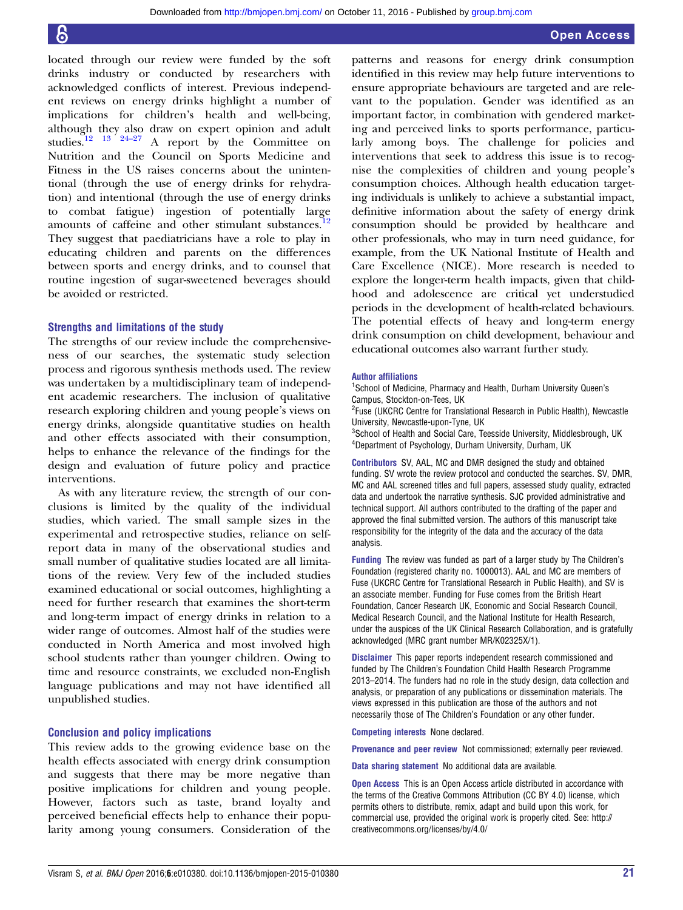located through our review were funded by the soft drinks industry or conducted by researchers with acknowledged conflicts of interest. Previous independent reviews on energy drinks highlight a number of implications for children's health and well-being, although they also draw on expert opinion and adult studies.[12 13 24–27] A report by the Committee on Nutrition and the Council on Sports Medicine and Fitness in the US raises concerns about the unintentional (through the use of energy drinks for rehydration) and intentional (through the use of energy drinks to combat fatigue) ingestion of potentially large amounts of caffeine and other stimulant substances.[12] They suggest that paediatricians have a role to play in educating children and parents on the differences between sports and energy drinks, and to counsel that routine ingestion of sugar-sweetened beverages should be avoided or restricted.

### Strengths and limitations of the study

The strengths of our review include the comprehensiveness of our searches, the systematic study selection process and rigorous synthesis methods used. The review was undertaken by a multidisciplinary team of independent academic researchers. The inclusion of qualitative research exploring children and young people's views on energy drinks, alongside quantitative studies on health and other effects associated with their consumption, helps to enhance the relevance of the findings for the design and evaluation of future policy and practice interventions.

As with any literature review, the strength of our conclusions is limited by the quality of the individual studies, which varied. The small sample sizes in the experimental and retrospective studies, reliance on self-report data in many of the observational studies and small number of qualitative studies located are all limitations of the review. Very few of the included studies examined educational or social outcomes, highlighting a need for further research that examines the short-term and long-term impact of energy drinks in relation to a wider range of outcomes. Almost half of the studies were conducted in North America and most involved high school students rather than younger children. Owing to time and resource constraints, we excluded non-English language publications and may not have identified all unpublished studies.

### Conclusion and policy implications

This review adds to the growing evidence base on the health effects associated with energy drink consumption and suggests that there may be more negative than positive implications for children and young people. However, factors such as taste, brand loyalty and perceived beneficial effects help to enhance their popularity among young consumers. Consideration of the patterns and reasons for energy drink consumption identified in this review may help future interventions to ensure appropriate behaviours are targeted and are relevant to the population. Gender was identified as an important factor, in combination with gendered marketing and perceived links to sports performance, particularly among boys. The challenge for policies and interventions that seek to address this issue is to recognise the complexities of children and young people's consumption choices. Although health education targeting individuals is unlikely to achieve a substantial impact, definitive information about the safety of energy drink consumption should be provided by healthcare and other professionals, who may in turn need guidance, for example, from the UK National Institute of Health and Care Excellence (NICE). More research is needed to explore the longer-term health impacts, given that childhood and adolescence are critical yet understudied periods in the development of health-related behaviours. The potential effects of heavy and long-term energy drink consumption on child development, behaviour and educational outcomes also warrant further study.

**Author affiliations**
[1]School of Medicine, Pharmacy and Health, Durham University Queen's Campus, Stockton-on-Tees, UK
[2]Fuse (UKCRC Centre for Translational Research in Public Health), Newcastle University, Newcastle-upon-Tyne, UK
[3]School of Health and Social Care, Teesside University, Middlesbrough, UK
[4]Department of Psychology, Durham University, Durham, UK

**Contributors** SV, AAL, MC and DMR designed the study and obtained funding. SV wrote the review protocol and conducted the searches. SV, DMR, MC and AAL screened titles and full papers, assessed study quality, extracted data and undertook the narrative synthesis. SJC provided administrative and technical support. All authors contributed to the drafting of the paper and approved the final submitted version. The authors of this manuscript take responsibility for the integrity of the data and the accuracy of the data analysis.

**Funding** The review was funded as part of a larger study by The Children's Foundation (registered charity no. 1000013). AAL and MC are members of Fuse (UKCRC Centre for Translational Research in Public Health), and SV is an associate member. Funding for Fuse comes from the British Heart Foundation, Cancer Research UK, Economic and Social Research Council, Medical Research Council, and the National Institute for Health Research, under the auspices of the UK Clinical Research Collaboration, and is gratefully acknowledged (MRC grant number MR/K02325X/1).

**Disclaimer** This paper reports independent research commissioned and funded by The Children's Foundation Child Health Research Programme 2013–2014. The funders had no role in the study design, data collection and analysis, or preparation of any publications or dissemination materials. The views expressed in this publication are those of the authors and not necessarily those of The Children's Foundation or any other funder.

**Competing interests** None declared.

**Provenance and peer review** Not commissioned; externally peer reviewed.

**Data sharing statement** No additional data are available.

**Open Access** This is an Open Access article distributed in accordance with the terms of the Creative Commons Attribution (CC BY 4.0) license, which permits others to distribute, remix, adapt and build upon this work, for commercial use, provided the original work is properly cited. See: http://creativecommons.org/licenses/by/4.0/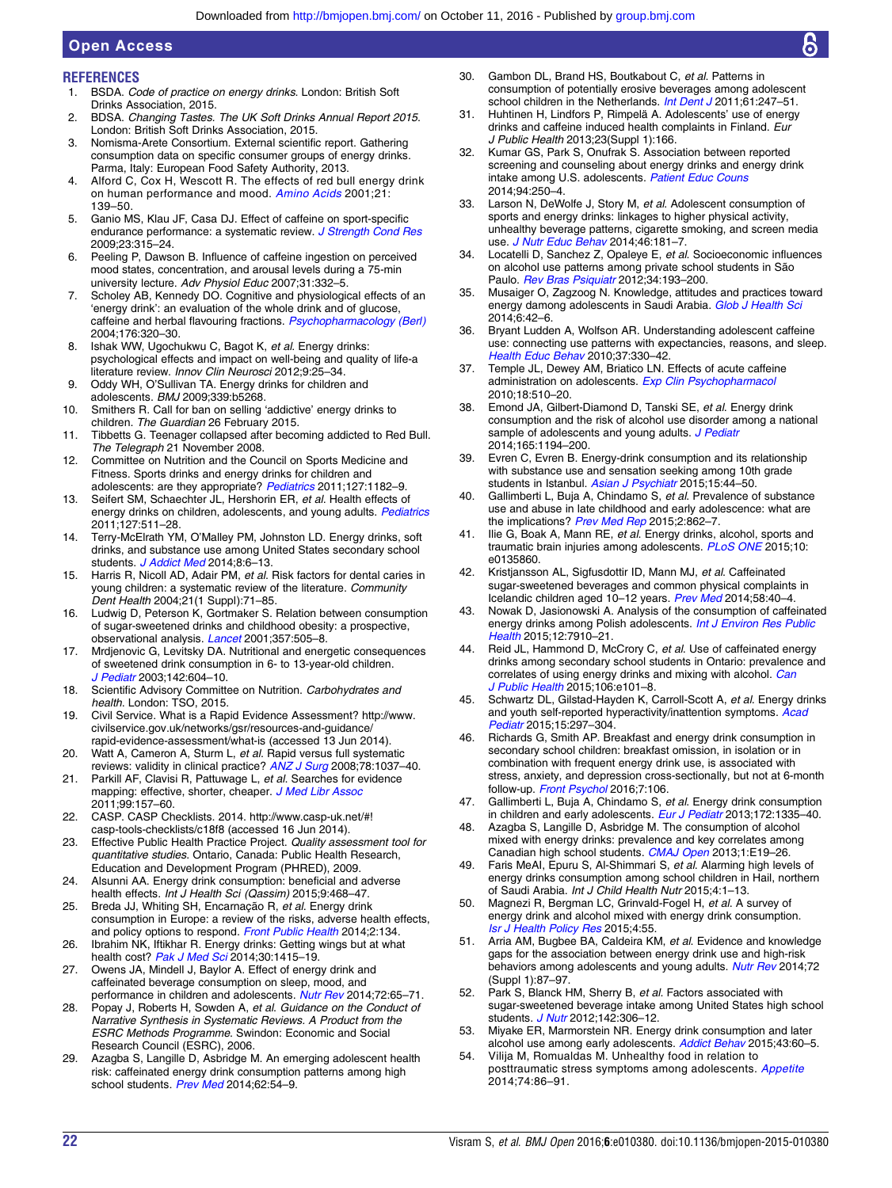## REFERENCES

1. BSDA. *Code of practice on energy drinks*. London: British Soft Drinks Association, 2015.
2. BDSA. *Changing Tastes. The UK Soft Drinks Annual Report 2015*. London: British Soft Drinks Association, 2015.
3. Nomisma-Arete Consortium. External scientific report. Gathering consumption data on specific consumer groups of energy drinks. Parma, Italy: European Food Safety Authority, 2013.
4. Alford C, Cox H, Wescott R. The effects of red bull energy drink on human performance and mood. *Amino Acids* 2001;21:139–50.
5. Ganio MS, Klau JF, Casa DJ. Effect of caffeine on sport-specific endurance performance: a systematic review. *J Strength Cond Res* 2009;23:315–24.
6. Peeling P, Dawson B. Influence of caffeine ingestion on perceived mood states, concentration, and arousal levels during a 75-min university lecture. *Adv Physiol Educ* 2007;31:332–5.
7. Scholey AB, Kennedy DO. Cognitive and physiological effects of an 'energy drink': an evaluation of the whole drink and of glucose, caffeine and herbal flavouring fractions. *Psychopharmacology (Berl)* 2004;176:320–30.
8. Ishak WW, Ugochukwu C, Bagot K, *et al*. Energy drinks: psychological effects and impact on well-being and quality of life-a literature review. *Innov Clin Neurosci* 2012;9:25–34.
9. Oddy WH, O'Sullivan TA. Energy drinks for children and adolescents. *BMJ* 2009;339:b5268.
10. Smithers R. Call for ban on selling 'addictive' energy drinks to children. *The Guardian* 26 February 2015.
11. Tibbetts G. Teenager collapsed after becoming addicted to Red Bull. *The Telegraph* 21 November 2008.
12. Committee on Nutrition and the Council on Sports Medicine and Fitness. Sports drinks and energy drinks for children and adolescents: are they appropriate? *Pediatrics* 2011;127:1182–9.
13. Seifert SM, Schaechter JL, Hershorin ER, *et al*. Health effects of energy drinks on children, adolescents, and young adults. *Pediatrics* 2011;127:511–28.
14. Terry-McElrath YM, O'Malley PM, Johnston LD. Energy drinks, soft drinks, and substance use among United States secondary school students. *J Addict Med* 2014;8:6–13.
15. Harris R, Nicoll AD, Adair PM, *et al*. Risk factors for dental caries in young children: a systematic review of the literature. *Community Dent Health* 2004;21(1 Suppl):71–85.
16. Ludwig D, Peterson K, Gortmaker S. Relation between consumption of sugar-sweetened drinks and childhood obesity: a prospective, observational analysis. *Lancet* 2001;357:505–8.
17. Mrdjenovic G, Levitsky DA. Nutritional and energetic consequences of sweetened drink consumption in 6- to 13-year-old children. *J Pediatr* 2003;142:604–10.
18. Scientific Advisory Committee on Nutrition. *Carbohydrates and health*. London: TSO, 2015.
19. Civil Service. What is a Rapid Evidence Assessment? http://www.civilservice.gov.uk/networks/gsr/resources-and-guidance/rapid-evidence-assessment/what-is (accessed 13 Jun 2014).
20. Watt A, Cameron A, Sturm L, *et al*. Rapid versus full systematic reviews: validity in clinical practice? *ANZ J Surg* 2008;78:1037–40.
21. Parkill AF, Clavisi R, Pattuwage L, *et al*. Searches for evidence mapping: effective, shorter, cheaper. *J Med Libr Assoc* 2011;99:157–60.
22. CASP. CASP Checklists. 2014. http://www.casp-uk.net/#!casp-tools-checklists/c18f8 (accessed 16 Jun 2014).
23. Effective Public Health Practice Project. *Quality assessment tool for quantitative studies*. Ontario, Canada: Public Health Research, Education and Development Program (PHRED), 2009.
24. Alsunni AA. Energy drink consumption: beneficial and adverse health effects. *Int J Health Sci (Qassim)* 2015;9:468–47.
25. Breda JJ, Whiting SH, Encarnação R, *et al*. Energy drink consumption in Europe: a review of the risks, adverse health effects, and policy options to respond. *Front Public Health* 2014;2:134.
26. Ibrahim NK, Iftikhar R. Energy drinks: Getting wings but at what health cost? *Pak J Med Sci* 2014;30:1415–19.
27. Owens JA, Mindell J, Baylor A. Effect of energy drink and caffeinated beverage consumption on sleep, mood, and performance in children and adolescents. *Nutr Rev* 2014;72:65–71.
28. Popay J, Roberts H, Sowden A, *et al*. *Guidance on the Conduct of Narrative Synthesis in Systematic Reviews. A Product from the ESRC Methods Programme*. Swindon: Economic and Social Research Council (ESRC), 2006.
29. Azagba S, Langille D, Asbridge M. An emerging adolescent health risk: caffeinated energy drink consumption patterns among high school students. *Prev Med* 2014;62:54–9.
30. Gambon DL, Brand HS, Boutkabout C, *et al*. Patterns in consumption of potentially erosive beverages among adolescent school children in the Netherlands. *Int Dent J* 2011;61:247–51.
31. Huhtinen H, Lindfors P, Rimpelä A. Adolescents' use of energy drinks and caffeine induced health complaints in Finland. *Eur J Public Health* 2013;23(Suppl 1):166.
32. Kumar GS, Park S, Onufrak S. Association between reported screening and counseling about energy drinks and energy drink intake among U.S. adolescents. *Patient Educ Couns* 2014;94:250–4.
33. Larson N, DeWolfe J, Story M, *et al*. Adolescent consumption of sports and energy drinks: linkages to higher physical activity, unhealthy beverage patterns, cigarette smoking, and screen media use. *J Nutr Educ Behav* 2014;46:181–7.
34. Locatelli D, Sanchez Z, Opaleye E, *et al*. Socioeconomic influences on alcohol use patterns among private school students in São Paulo. *Rev Bras Psiquiatr* 2012;34:193–200.
35. Musaiger O, Zagzoog N. Knowledge, attitudes and practices toward energy damong adolescents in Saudi Arabia. *Glob J Health Sci* 2014;6:42–6.
36. Bryant Ludden A, Wolfson AR. Understanding adolescent caffeine use: connecting use patterns with expectancies, reasons, and sleep. *Health Educ Behav* 2010;37:330–42.
37. Temple JL, Dewey AM, Briatico LN. Effects of acute caffeine administration on adolescents. *Exp Clin Psychopharmacol* 2010;18:510–20.
38. Emond JA, Gilbert-Diamond D, Tanski SE, *et al*. Energy drink consumption and the risk of alcohol use disorder among a national sample of adolescents and young adults. *J Pediatr* 2014;165:1194–200.
39. Evren C, Evren B. Energy-drink consumption and its relationship with substance use and sensation seeking among 10th grade students in Istanbul. *Asian J Psychiatr* 2015;15:44–50.
40. Gallimberti L, Buja A, Chindamo S, *et al*. Prevalence of substance use and abuse in late childhood and early adolescence: what are the implications? *Prev Med Rep* 2015;2:862–7.
41. Ilie G, Boak A, Mann RE, *et al*. Energy drinks, alcohol, sports and traumatic brain injuries among adolescents. *PLoS ONE* 2015;10:e0135860.
42. Kristjansson AL, Sigfusdottir ID, Mann MJ, *et al*. Caffeinated sugar-sweetened beverages and common physical complaints in Icelandic children aged 10–12 years. *Prev Med* 2014;58:40–4.
43. Nowak D, Jasionowski A. Analysis of the consumption of caffeinated energy drinks among Polish adolescents. *Int J Environ Res Public Health* 2015;12:7910–21.
44. Reid JL, Hammond D, McCrory C, *et al*. Use of caffeinated energy drinks among secondary school students in Ontario: prevalence and correlates of using energy drinks and mixing with alcohol. *Can J Public Health* 2015;106:e101–8.
45. Schwartz DL, Gilstad-Hayden K, Carroll-Scott A, *et al*. Energy drinks and youth self-reported hyperactivity/inattention symptoms. *Acad Pediatr* 2015;15:297–304.
46. Richards G, Smith AP. Breakfast and energy drink consumption in secondary school children: breakfast omission, in isolation or in combination with frequent energy drink use, is associated with stress, anxiety, and depression cross-sectionally, but not at 6-month follow-up. *Front Psychol* 2016;7:106.
47. Gallimberti L, Buja A, Chindamo S, *et al*. Energy drink consumption in children and early adolescents. *Eur J Pediatr* 2013;172:1335–40.
48. Azagba S, Langille D, Asbridge M. The consumption of alcohol mixed with energy drinks: prevalence and key correlates among Canadian high school students. *CMAJ Open* 2013;1:E19–26.
49. Faris MeAI, Epuru S, Al-Shimmari S, *et al*. Alarming high levels of energy drinks consumption among school children in Hail, northern of Saudi Arabia. *Int J Child Health Nutr* 2015;4:1–13.
50. Magnezi R, Bergman LC, Grinvald-Fogel H, *et al*. A survey of energy drink and alcohol mixed with energy drink consumption. *Isr J Health Policy Res* 2015;4:55.
51. Arria AM, Bugbee BA, Caldeira KM, *et al*. Evidence and knowledge gaps for the association between energy drink use and high-risk behaviors among adolescents and young adults. *Nutr Rev* 2014;72 (Suppl 1):87–97.
52. Park S, Blanck HM, Sherry B, *et al*. Factors associated with sugar-sweetened beverage intake among United States high school students. *J Nutr* 2012;142:306–12.
53. Miyake ER, Marmorstein NR. Energy drink consumption and later alcohol use among early adolescents. *Addict Behav* 2015;43:60–5.
54. Vilija M, Romualdas M. Unhealthy food in relation to posttraumatic stress symptoms among adolescents. *Appetite* 2014;74:86–91.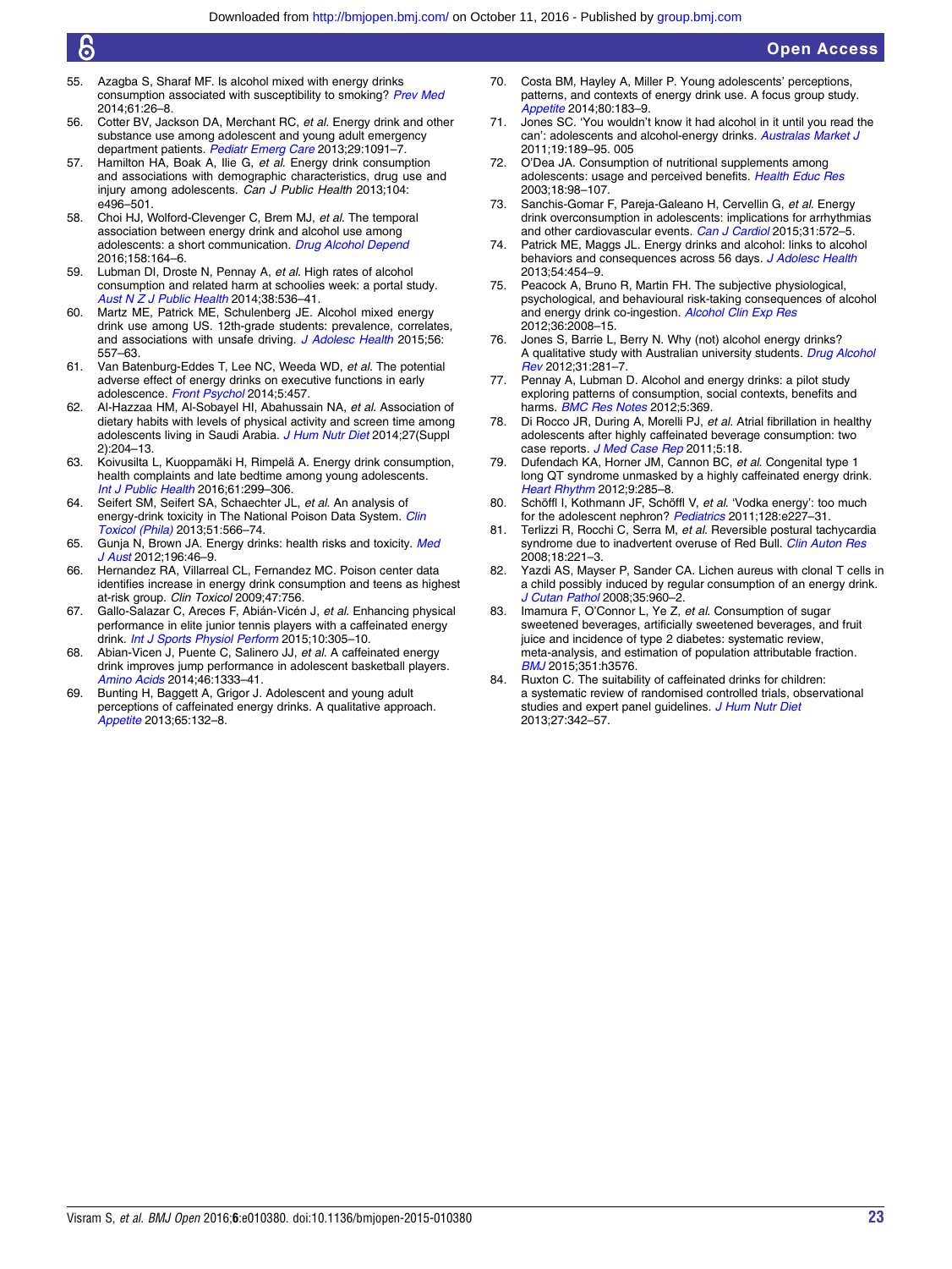55. Azagba S, Sharaf MF. Is alcohol mixed with energy drinks consumption associated with susceptibility to smoking? *Prev Med* 2014;61:26–8.
56. Cotter BV, Jackson DA, Merchant RC, *et al*. Energy drink and other substance use among adolescent and young adult emergency department patients. *Pediatr Emerg Care* 2013;29:1091–7.
57. Hamilton HA, Boak A, Ilie G, *et al*. Energy drink consumption and associations with demographic characteristics, drug use and injury among adolescents. *Can J Public Health* 2013;104: e496–501.
58. Choi HJ, Wolford-Clevenger C, Brem MJ, *et al*. The temporal association between energy drink and alcohol use among adolescents: a short communication. *Drug Alcohol Depend* 2016;158:164–6.
59. Lubman DI, Droste N, Pennay A, *et al*. High rates of alcohol consumption and related harm at schoolies week: a portal study. *Aust N Z J Public Health* 2014;38:536–41.
60. Martz ME, Patrick ME, Schulenberg JE. Alcohol mixed energy drink use among US. 12th-grade students: prevalence, correlates, and associations with unsafe driving. *J Adolesc Health* 2015;56: 557–63.
61. Van Batenburg-Eddes T, Lee NC, Weeda WD, *et al*. The potential adverse effect of energy drinks on executive functions in early adolescence. *Front Psychol* 2014;5:457.
62. Al-Hazzaa HM, Al-Sobayel HI, Abahussain NA, *et al*. Association of dietary habits with levels of physical activity and screen time among adolescents living in Saudi Arabia. *J Hum Nutr Diet* 2014;27(Suppl 2):204–13.
63. Koivusilta L, Kuoppamäki H, Rimpelä A. Energy drink consumption, health complaints and late bedtime among young adolescents. *Int J Public Health* 2016;61:299–306.
64. Seifert SM, Seifert SA, Schaechter JL, *et al*. An analysis of energy-drink toxicity in The National Poison Data System. *Clin Toxicol (Phila)* 2013;51:566–74.
65. Gunja N, Brown JA. Energy drinks: health risks and toxicity. *Med J Aust* 2012;196:46–9.
66. Hernandez RA, Villarreal CL, Fernandez MC. Poison center data identifies increase in energy drink consumption and teens as highest at-risk group. *Clin Toxicol* 2009;47:756.
67. Gallo-Salazar C, Areces F, Abián-Vicén J, *et al*. Enhancing physical performance in elite junior tennis players with a caffeinated energy drink. *Int J Sports Physiol Perform* 2015;10:305–10.
68. Abian-Vicen J, Puente C, Salinero JJ, *et al*. A caffeinated energy drink improves jump performance in adolescent basketball players. *Amino Acids* 2014;46:1333–41.
69. Bunting H, Baggett A, Grigor J. Adolescent and young adult perceptions of caffeinated energy drinks. A qualitative approach. *Appetite* 2013;65:132–8.
70. Costa BM, Hayley A, Miller P. Young adolescents' perceptions, patterns, and contexts of energy drink use. A focus group study. *Appetite* 2014;80:183–9.
71. Jones SC. 'You wouldn't know it had alcohol in it until you read the can': adolescents and alcohol-energy drinks. *Australas Market J* 2011;19:189–95. 005
72. O'Dea JA. Consumption of nutritional supplements among adolescents: usage and perceived benefits. *Health Educ Res* 2003;18:98–107.
73. Sanchis-Gomar F, Pareja-Galeano H, Cervellin G, *et al*. Energy drink overconsumption in adolescents: implications for arrhythmias and other cardiovascular events. *Can J Cardiol* 2015;31:572–5.
74. Patrick ME, Maggs JL. Energy drinks and alcohol: links to alcohol behaviors and consequences across 56 days. *J Adolesc Health* 2013;54:454–9.
75. Peacock A, Bruno R, Martin FH. The subjective physiological, psychological, and behavioural risk-taking consequences of alcohol and energy drink co-ingestion. *Alcohol Clin Exp Res* 2012;36:2008–15.
76. Jones S, Barrie L, Berry N. Why (not) alcohol energy drinks? A qualitative study with Australian university students. *Drug Alcohol Rev* 2012;31:281–7.
77. Pennay A, Lubman D. Alcohol and energy drinks: a pilot study exploring patterns of consumption, social contexts, benefits and harms. *BMC Res Notes* 2012;5:369.
78. Di Rocco JR, During A, Morelli PJ, *et al*. Atrial fibrillation in healthy adolescents after highly caffeinated beverage consumption: two case reports. *J Med Case Rep* 2011;5:18.
79. Dufendach KA, Horner JM, Cannon BC, *et al*. Congenital type 1 long QT syndrome unmasked by a highly caffeinated energy drink. *Heart Rhythm* 2012;9:285–8.
80. Schöffl I, Kothmann JF, Schöffl V, *et al*. 'Vodka energy': too much for the adolescent nephron? *Pediatrics* 2011;128:e227–31.
81. Terlizzi R, Rocchi C, Serra M, *et al*. Reversible postural tachycardia syndrome due to inadvertent overuse of Red Bull. *Clin Auton Res* 2008;18:221–3.
82. Yazdi AS, Mayser P, Sander CA. Lichen aureus with clonal T cells in a child possibly induced by regular consumption of an energy drink. *J Cutan Pathol* 2008;35:960–2.
83. Imamura F, O'Connor L, Ye Z, *et al*. Consumption of sugar sweetened beverages, artificially sweetened beverages, and fruit juice and incidence of type 2 diabetes: systematic review, meta-analysis, and estimation of population attributable fraction. *BMJ* 2015;351:h3576.
84. Ruxton C. The suitability of caffeinated drinks for children: a systematic review of randomised controlled trials, observational studies and expert panel guidelines. *J Hum Nutr Diet* 2013;27:342–57.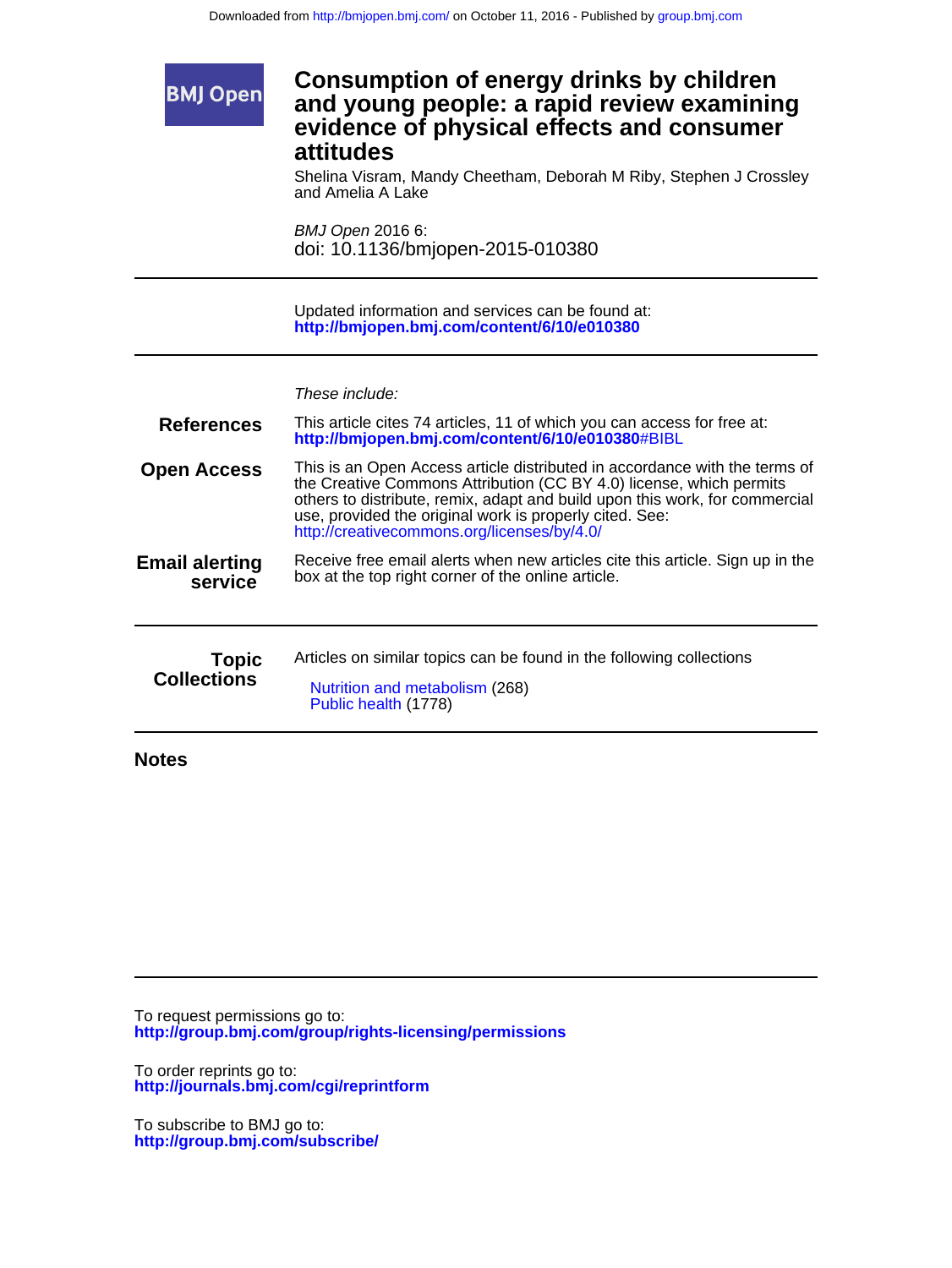# Consumption of energy drinks by children and young people: a rapid review examining evidence of physical effects and consumer attitudes

Shelina Visram, Mandy Cheetham, Deborah M Riby, Stephen J Crossley and Amelia A Lake

*BMJ Open* 2016 6:
doi: 10.1136/bmjopen-2015-010380

Updated information and services can be found at:
**http://bmjopen.bmj.com/content/6/10/e010380**

*These include:*

**References**

This article cites 74 articles, 11 of which you can access for free at:
**http://bmjopen.bmj.com/content/6/10/e010380**#BIBL

**Open Access**

This is an Open Access article distributed in accordance with the terms of the Creative Commons Attribution (CC BY 4.0) license, which permits others to distribute, remix, adapt and build upon this work, for commercial use, provided the original work is properly cited. See: http://creativecommons.org/licenses/by/4.0/

**Email alerting service**

Receive free email alerts when new articles cite this article. Sign up in the box at the top right corner of the online article.

**Topic Collections**

Articles on similar topics can be found in the following collections

Nutrition and metabolism (268)
Public health (1778)

## Notes

To request permissions go to:
**http://group.bmj.com/group/rights-licensing/permissions**

To order reprints go to:
**http://journals.bmj.com/cgi/reprintform**

To subscribe to BMJ go to:
**http://group.bmj.com/subscribe/**